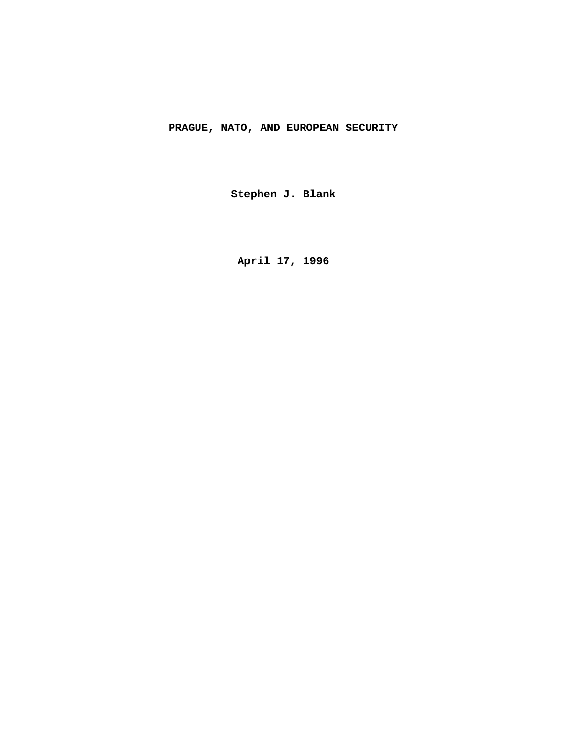# PRAGUE, NATO, AND EUROPEAN SECURITY

**Stephen J. Blank**

**April 17, 1996**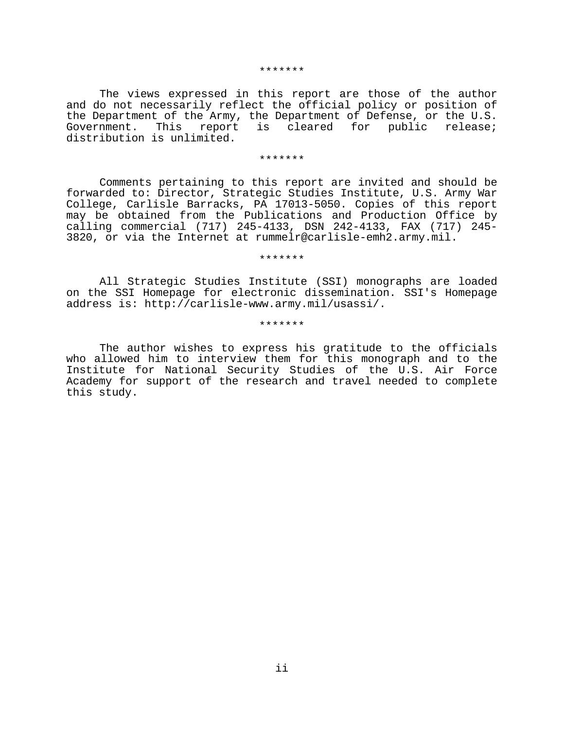*******

The views expressed in this report are those of the author and do not necessarily reflect the official policy or position of the Department of the Army, the Department of Defense, or the U.S. Government. This report is cleared for public release; distribution is unlimited.

*******

Comments pertaining to this report are invited and should be forwarded to: Director, Strategic Studies Institute, U.S. Army War College, Carlisle Barracks, PA 17013-5050. Copies of this report may be obtained from the Publications and Production Office by calling commercial (717) 245-4133, DSN 242-4133, FAX (717) 245-3820, or via the Internet at rummelr@carlisle-emh2.army.mil.

*******

All Strategic Studies Institute (SSI) monographs are loaded on the SSI Homepage for electronic dissemination. SSI's Homepage address is: http://carlisle-www.army.mil/usassi/.

*******

The author wishes to express his gratitude to the officials who allowed him to interview them for this monograph and to the Institute for National Security Studies of the U.S. Air Force Academy for support of the research and travel needed to complete this study.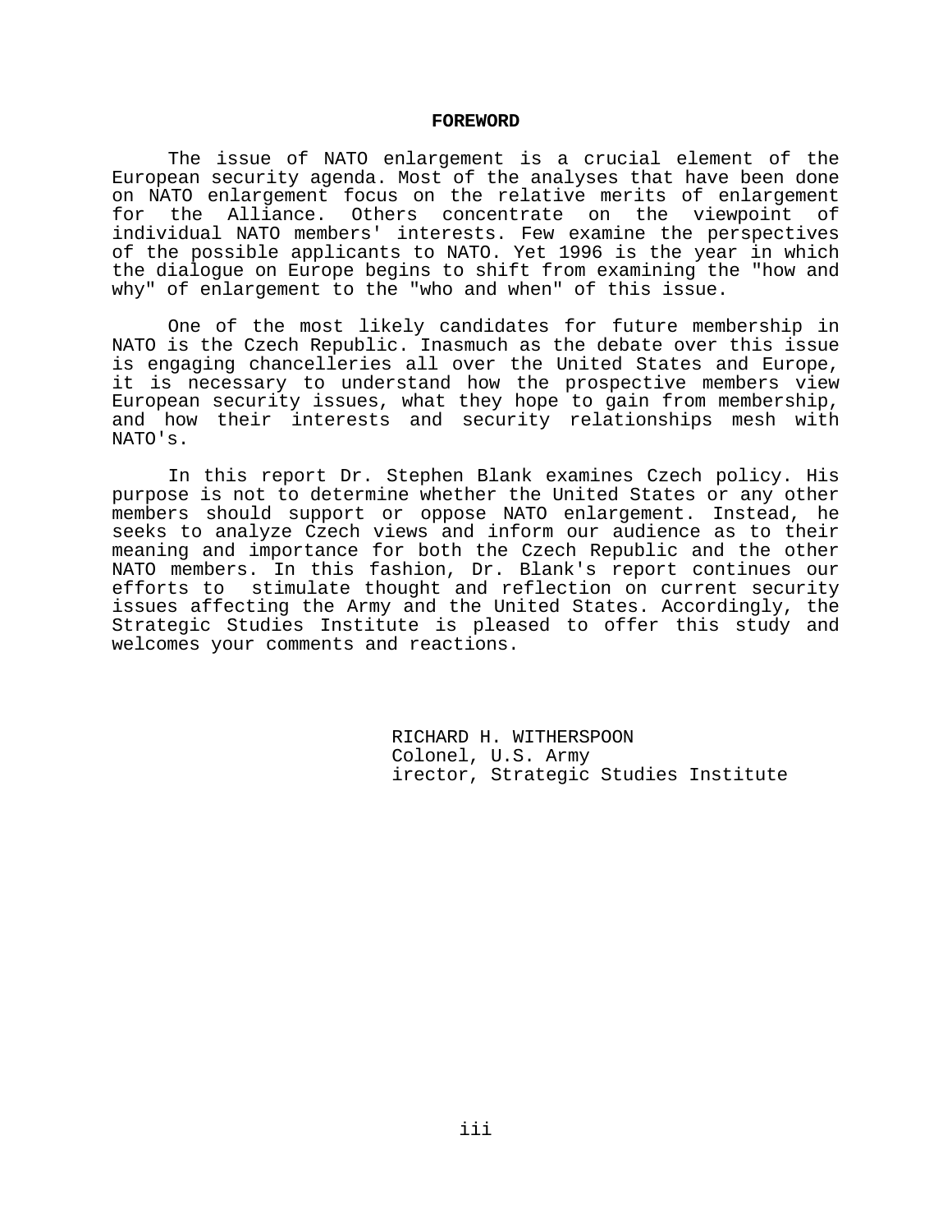**FOREWORD**

The issue of NATO enlargement is a crucial element of the European security agenda. Most of the analyses that have been done on NATO enlargement focus on the relative merits of enlargement for the Alliance. Others concentrate on the viewpoint of individual NATO members' interests. Few examine the perspectives of the possible applicants to NATO. Yet 1996 is the year in which the dialogue on Europe begins to shift from examining the "how and why" of enlargement to the "who and when" of this issue.

One of the most likely candidates for future membership in NATO is the Czech Republic. Inasmuch as the debate over this issue is engaging chancelleries all over the United States and Europe, it is necessary to understand how the prospective members view European security issues, what they hope to gain from membership, and how their interests and security relationships mesh with NATO's.

In this report Dr. Stephen Blank examines Czech policy. His purpose is not to determine whether the United States or any other members should support or oppose NATO enlargement. Instead, he seeks to analyze Czech views and inform our audience as to their meaning and importance for both the Czech Republic and the other NATO members. In this fashion, Dr. Blank's report continues our efforts to stimulate thought and reflection on current security issues affecting the Army and the United States. Accordingly, the Strategic Studies Institute is pleased to offer this study and welcomes your comments and reactions.

RICHARD H. WITHERSPOON
Colonel, U.S. Army
irector, Strategic Studies Institute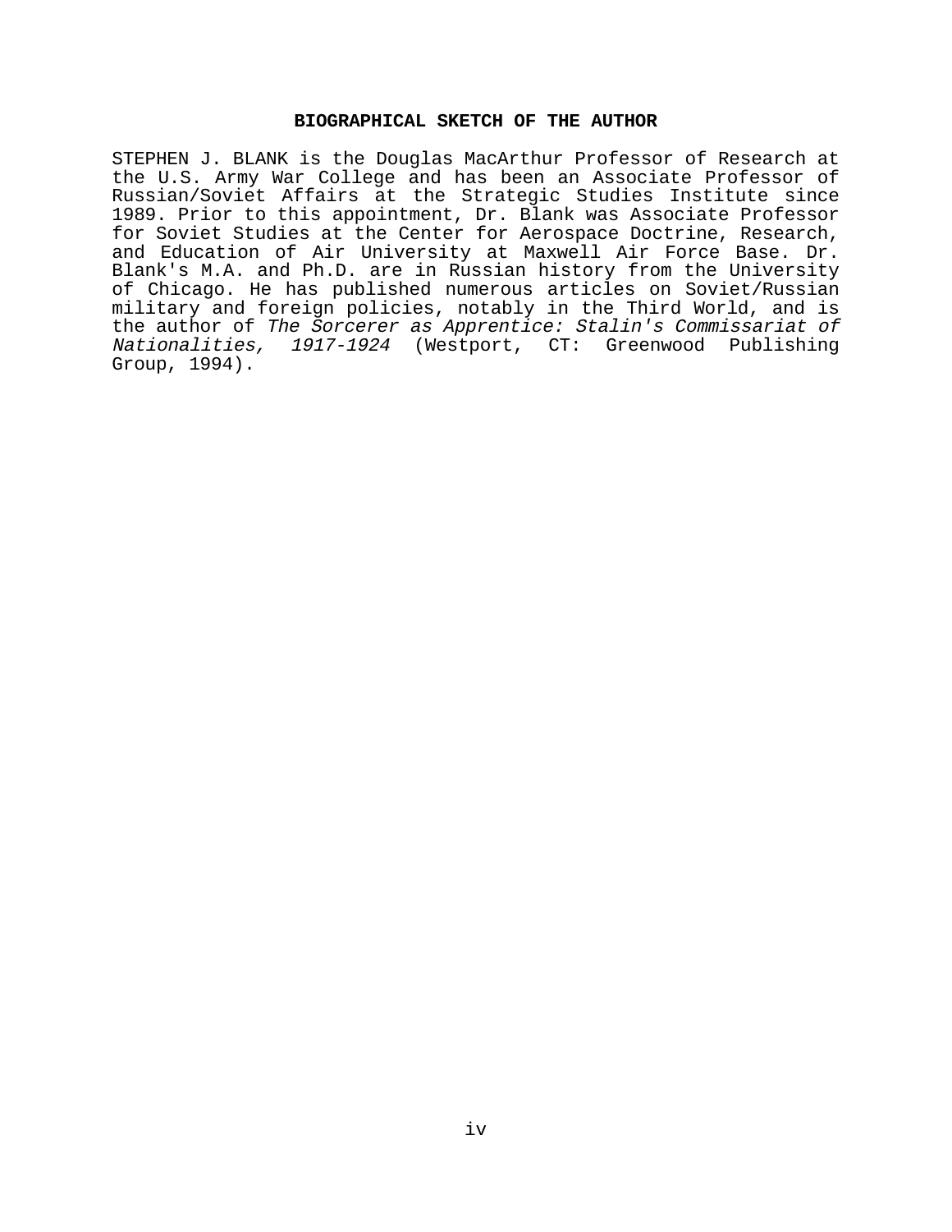## BIOGRAPHICAL SKETCH OF THE AUTHOR

STEPHEN J. BLANK is the Douglas MacArthur Professor of Research at the U.S. Army War College and has been an Associate Professor of Russian/Soviet Affairs at the Strategic Studies Institute since 1989. Prior to this appointment, Dr. Blank was Associate Professor for Soviet Studies at the Center for Aerospace Doctrine, Research, and Education of Air University at Maxwell Air Force Base. Dr. Blank's M.A. and Ph.D. are in Russian history from the University of Chicago. He has published numerous articles on Soviet/Russian military and foreign policies, notably in the Third World, and is the author of *The Sorcerer as Apprentice: Stalin's Commissariat of Nationalities, 1917-1924* (Westport, CT: Greenwood Publishing Group, 1994).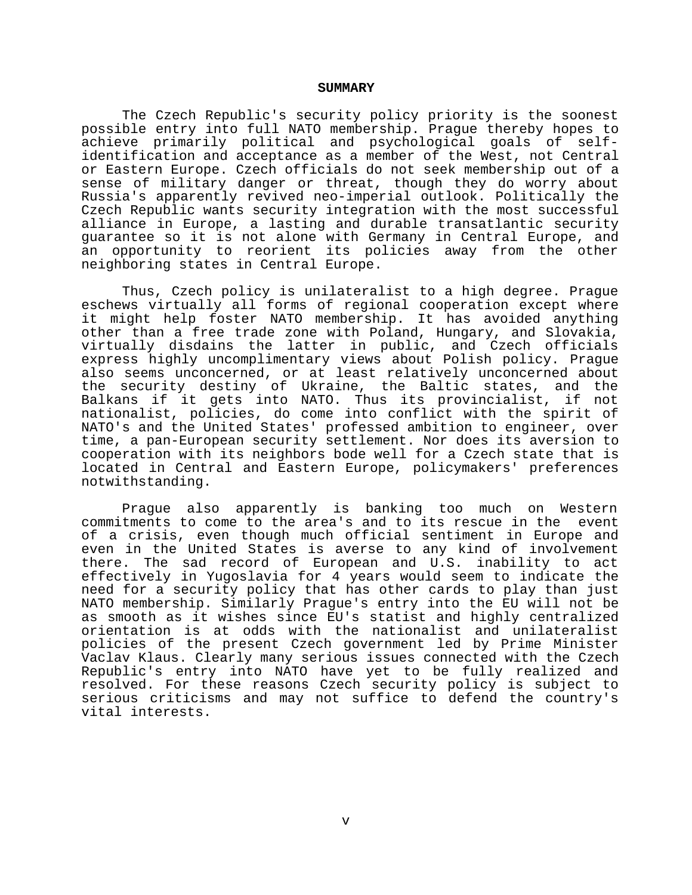## SUMMARY

The Czech Republic's security policy priority is the soonest possible entry into full NATO membership. Prague thereby hopes to achieve primarily political and psychological goals of self-identification and acceptance as a member of the West, not Central or Eastern Europe. Czech officials do not seek membership out of a sense of military danger or threat, though they do worry about Russia's apparently revived neo-imperial outlook. Politically the Czech Republic wants security integration with the most successful alliance in Europe, a lasting and durable transatlantic security guarantee so it is not alone with Germany in Central Europe, and an opportunity to reorient its policies away from the other neighboring states in Central Europe.

Thus, Czech policy is unilateralist to a high degree. Prague eschews virtually all forms of regional cooperation except where it might help foster NATO membership. It has avoided anything other than a free trade zone with Poland, Hungary, and Slovakia, virtually disdains the latter in public, and Czech officials express highly uncomplimentary views about Polish policy. Prague also seems unconcerned, or at least relatively unconcerned about the security destiny of Ukraine, the Baltic states, and the Balkans if it gets into NATO. Thus its provincialist, if not nationalist, policies, do come into conflict with the spirit of NATO's and the United States' professed ambition to engineer, over time, a pan-European security settlement. Nor does its aversion to cooperation with its neighbors bode well for a Czech state that is located in Central and Eastern Europe, policymakers' preferences notwithstanding.

Prague also apparently is banking too much on Western commitments to come to the area's and to its rescue in the event of a crisis, even though much official sentiment in Europe and even in the United States is averse to any kind of involvement there. The sad record of European and U.S. inability to act effectively in Yugoslavia for 4 years would seem to indicate the need for a security policy that has other cards to play than just NATO membership. Similarly Prague's entry into the EU will not be as smooth as it wishes since EU's statist and highly centralized orientation is at odds with the nationalist and unilateralist policies of the present Czech government led by Prime Minister Vaclav Klaus. Clearly many serious issues connected with the Czech Republic's entry into NATO have yet to be fully realized and resolved. For these reasons Czech security policy is subject to serious criticisms and may not suffice to defend the country's vital interests.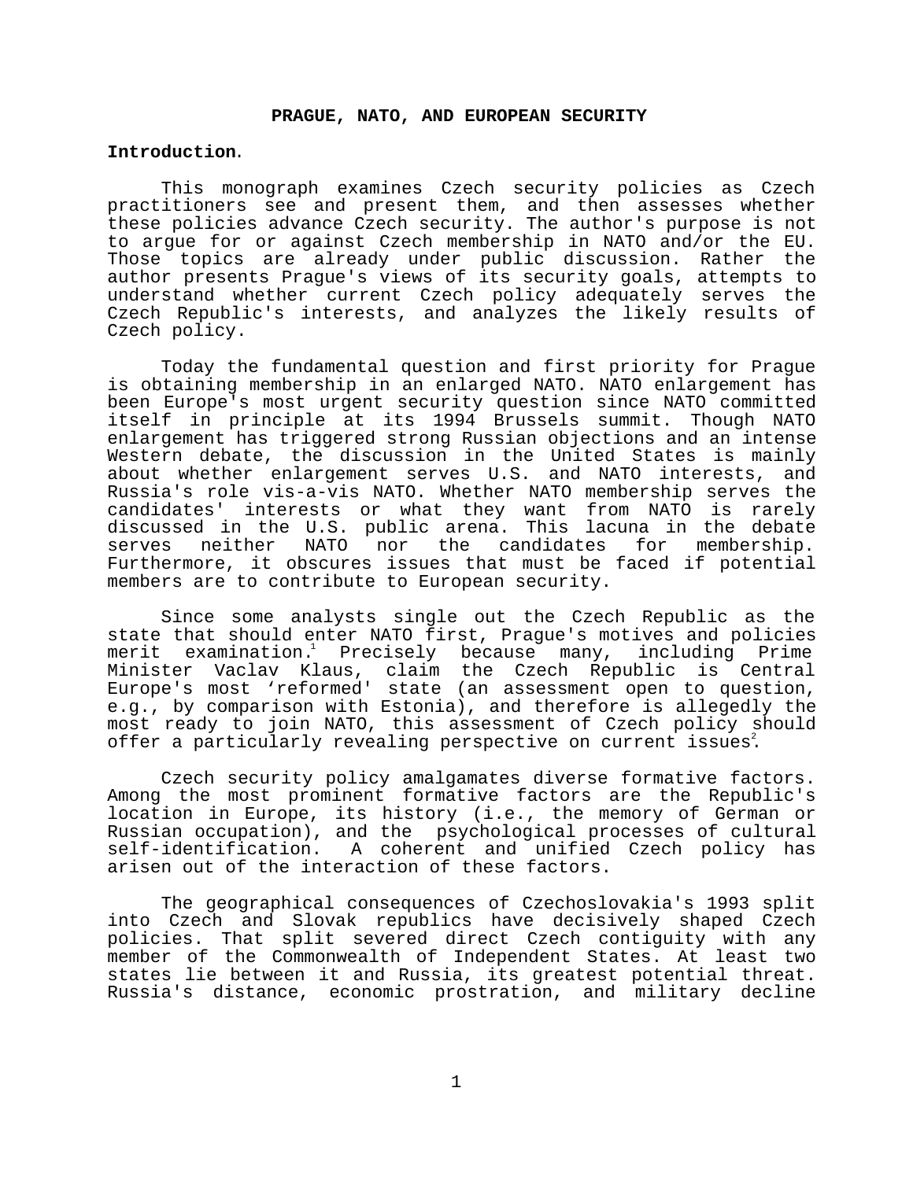# PRAGUE, NATO, AND EUROPEAN SECURITY

**Introduction**.

This monograph examines Czech security policies as Czech practitioners see and present them, and then assesses whether these policies advance Czech security. The author's purpose is not to argue for or against Czech membership in NATO and/or the EU. Those topics are already under public discussion. Rather the author presents Prague's views of its security goals, attempts to understand whether current Czech policy adequately serves the Czech Republic's interests, and analyzes the likely results of Czech policy.

Today the fundamental question and first priority for Prague is obtaining membership in an enlarged NATO. NATO enlargement has been Europe's most urgent security question since NATO committed itself in principle at its 1994 Brussels summit. Though NATO enlargement has triggered strong Russian objections and an intense Western debate, the discussion in the United States is mainly about whether enlargement serves U.S. and NATO interests, and Russia's role vis-a-vis NATO. Whether NATO membership serves the candidates' interests or what they want from NATO is rarely discussed in the U.S. public arena. This lacuna in the debate serves neither NATO nor the candidates for membership. Furthermore, it obscures issues that must be faced if potential members are to contribute to European security.

Since some analysts single out the Czech Republic as the state that should enter NATO first, Prague's motives and policies merit examination.[1] Precisely because many, including Prime Minister Vaclav Klaus, claim the Czech Republic is Central Europe's most 'reformed' state (an assessment open to question, e.g., by comparison with Estonia), and therefore is allegedly the most ready to join NATO, this assessment of Czech policy should offer a particularly revealing perspective on current issues[2].

Czech security policy amalgamates diverse formative factors. Among the most prominent formative factors are the Republic's location in Europe, its history (i.e., the memory of German or Russian occupation), and the psychological processes of cultural self-identification. A coherent and unified Czech policy has arisen out of the interaction of these factors.

The geographical consequences of Czechoslovakia's 1993 split into Czech and Slovak republics have decisively shaped Czech policies. That split severed direct Czech contiguity with any member of the Commonwealth of Independent States. At least two states lie between it and Russia, its greatest potential threat. Russia's distance, economic prostration, and military decline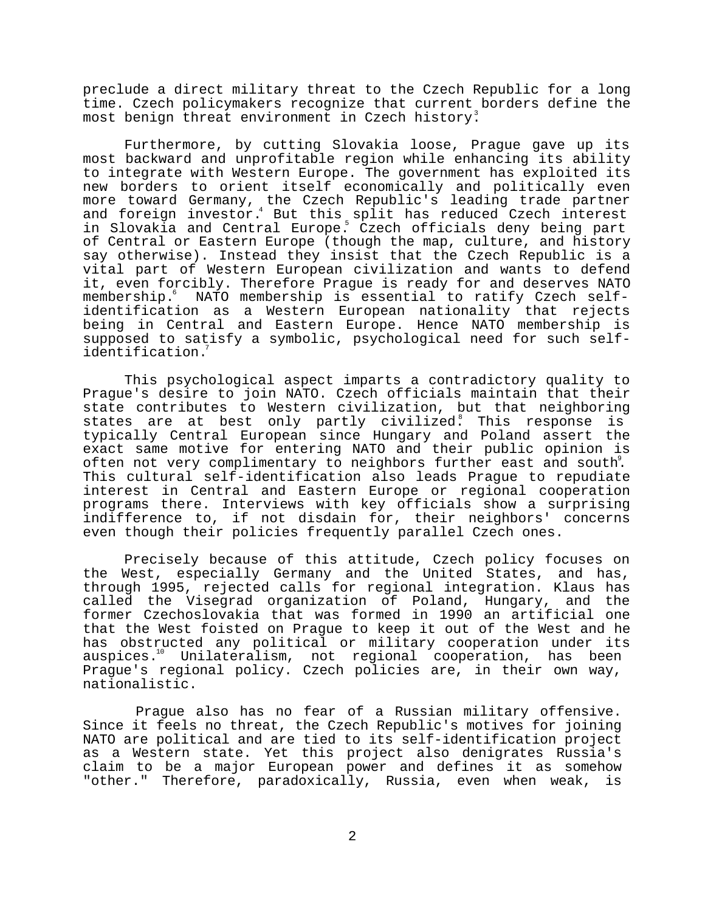preclude a direct military threat to the Czech Republic for a long time. Czech policymakers recognize that current borders define the most benign threat environment in Czech history.[3]

Furthermore, by cutting Slovakia loose, Prague gave up its most backward and unprofitable region while enhancing its ability to integrate with Western Europe. The government has exploited its new borders to orient itself economically and politically even more toward Germany, the Czech Republic's leading trade partner and foreign investor.[4] But this split has reduced Czech interest in Slovakia and Central Europe.[5] Czech officials deny being part of Central or Eastern Europe (though the map, culture, and history say otherwise). Instead they insist that the Czech Republic is a vital part of Western European civilization and wants to defend it, even forcibly. Therefore Prague is ready for and deserves NATO membership.[6] NATO membership is essential to ratify Czech self-identification as a Western European nationality that rejects being in Central and Eastern Europe. Hence NATO membership is supposed to satisfy a symbolic, psychological need for such self-identification.[7]

This psychological aspect imparts a contradictory quality to Prague's desire to join NATO. Czech officials maintain that their state contributes to Western civilization, but that neighboring states are at best only partly civilized.[8] This response is typically Central European since Hungary and Poland assert the exact same motive for entering NATO and their public opinion is often not very complimentary to neighbors further east and south.[9] This cultural self-identification also leads Prague to repudiate interest in Central and Eastern Europe or regional cooperation programs there. Interviews with key officials show a surprising indifference to, if not disdain for, their neighbors' concerns even though their policies frequently parallel Czech ones.

Precisely because of this attitude, Czech policy focuses on the West, especially Germany and the United States, and has, through 1995, rejected calls for regional integration. Klaus has called the Visegrad organization of Poland, Hungary, and the former Czechoslovakia that was formed in 1990 an artificial one that the West foisted on Prague to keep it out of the West and he has obstructed any political or military cooperation under its auspices.[10] Unilateralism, not regional cooperation, has been Prague's regional policy. Czech policies are, in their own way, nationalistic.

Prague also has no fear of a Russian military offensive. Since it feels no threat, the Czech Republic's motives for joining NATO are political and are tied to its self-identification project as a Western state. Yet this project also denigrates Russia's claim to be a major European power and defines it as somehow "other." Therefore, paradoxically, Russia, even when weak, is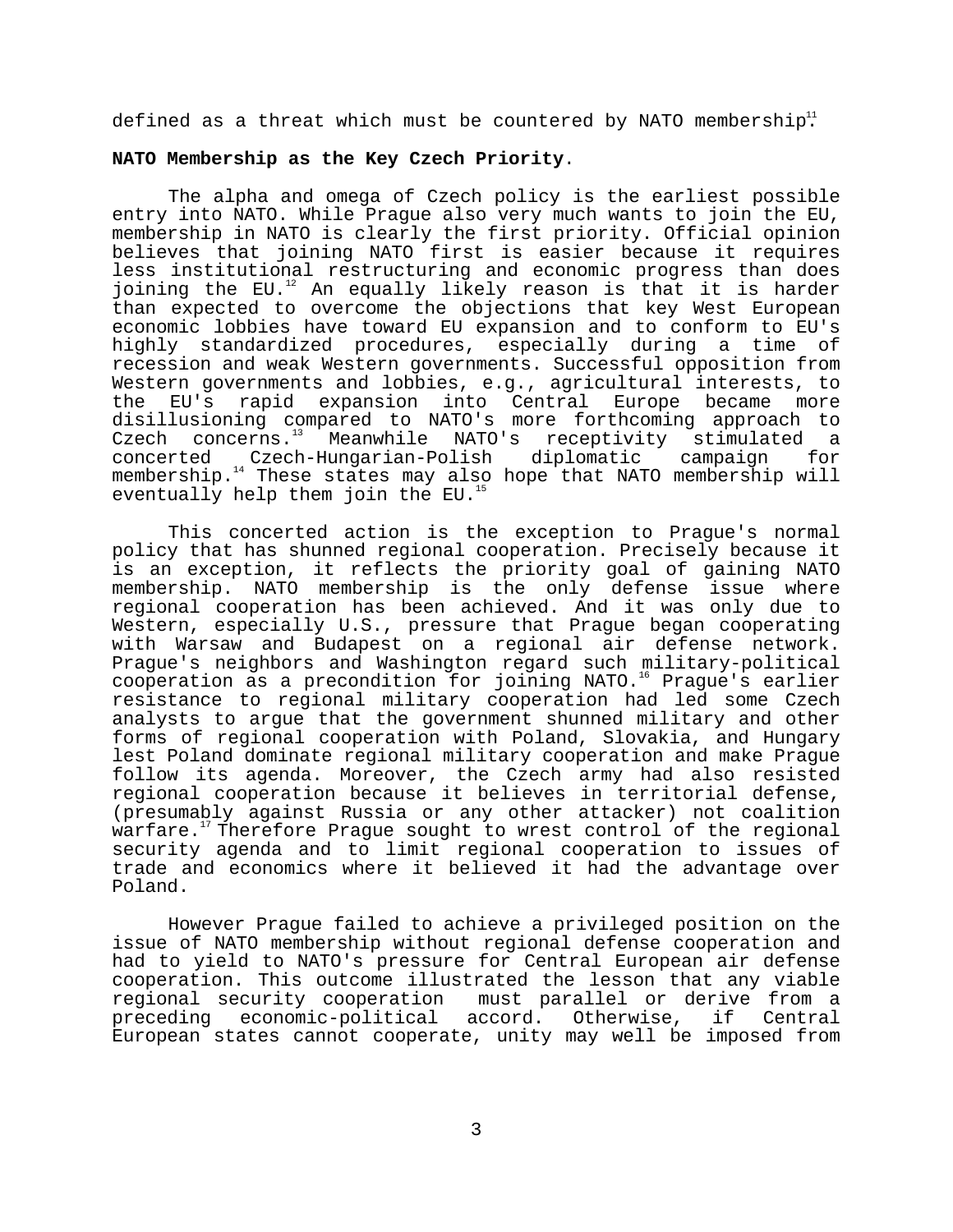defined as a threat which must be countered by NATO membership.[11]

**NATO Membership as the Key Czech Priority**.

The alpha and omega of Czech policy is the earliest possible entry into NATO. While Prague also very much wants to join the EU, membership in NATO is clearly the first priority. Official opinion believes that joining NATO first is easier because it requires less institutional restructuring and economic progress than does joining the EU.[12] An equally likely reason is that it is harder than expected to overcome the objections that key West European economic lobbies have toward EU expansion and to conform to EU's highly standardized procedures, especially during a time of recession and weak Western governments. Successful opposition from Western governments and lobbies, e.g., agricultural interests, to the EU's rapid expansion into Central Europe became more disillusioning compared to NATO's more forthcoming approach to Czech concerns.[13] Meanwhile NATO's receptivity stimulated a concerted Czech-Hungarian-Polish diplomatic campaign for membership.[14] These states may also hope that NATO membership will eventually help them join the EU.[15]

This concerted action is the exception to Prague's normal policy that has shunned regional cooperation. Precisely because it is an exception, it reflects the priority goal of gaining NATO membership. NATO membership is the only defense issue where regional cooperation has been achieved. And it was only due to Western, especially U.S., pressure that Prague began cooperating with Warsaw and Budapest on a regional air defense network. Prague's neighbors and Washington regard such military-political cooperation as a precondition for joining NATO.[16] Prague's earlier resistance to regional military cooperation had led some Czech analysts to argue that the government shunned military and other forms of regional cooperation with Poland, Slovakia, and Hungary lest Poland dominate regional military cooperation and make Prague follow its agenda. Moreover, the Czech army had also resisted regional cooperation because it believes in territorial defense, (presumably against Russia or any other attacker) not coalition warfare.[17] Therefore Prague sought to wrest control of the regional security agenda and to limit regional cooperation to issues of trade and economics where it believed it had the advantage over Poland.

However Prague failed to achieve a privileged position on the issue of NATO membership without regional defense cooperation and had to yield to NATO's pressure for Central European air defense cooperation. This outcome illustrated the lesson that any viable regional security cooperation must parallel or derive from a preceding economic-political accord. Otherwise, if Central European states cannot cooperate, unity may well be imposed from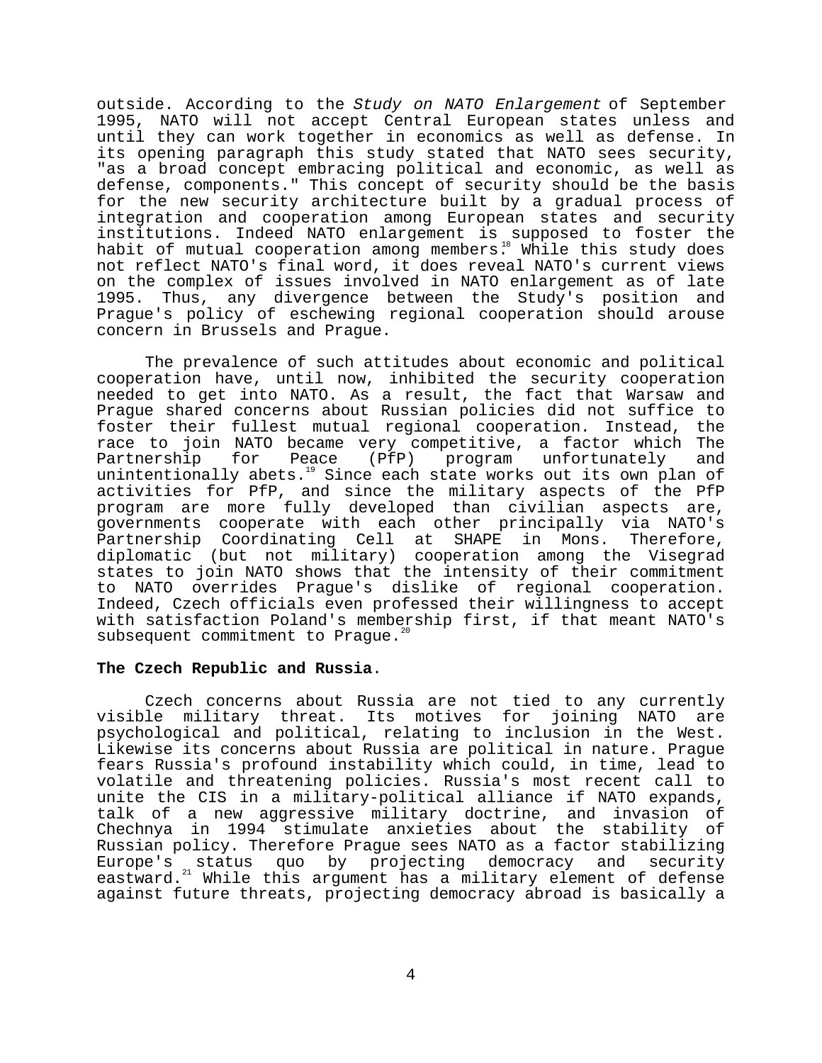outside. According to the *Study on NATO Enlargement* of September 1995, NATO will not accept Central European states unless and until they can work together in economics as well as defense. In its opening paragraph this study stated that NATO sees security, "as a broad concept embracing political and economic, as well as defense, components." This concept of security should be the basis for the new security architecture built by a gradual process of integration and cooperation among European states and security institutions. Indeed NATO enlargement is supposed to foster the habit of mutual cooperation among members.[18] While this study does not reflect NATO's final word, it does reveal NATO's current views on the complex of issues involved in NATO enlargement as of late 1995. Thus, any divergence between the Study's position and Prague's policy of eschewing regional cooperation should arouse concern in Brussels and Prague.

The prevalence of such attitudes about economic and political cooperation have, until now, inhibited the security cooperation needed to get into NATO. As a result, the fact that Warsaw and Prague shared concerns about Russian policies did not suffice to foster their fullest mutual regional cooperation. Instead, the race to join NATO became very competitive, a factor which The Partnership for Peace (PfP) program unfortunately and unintentionally abets.[19] Since each state works out its own plan of activities for PfP, and since the military aspects of the PfP program are more fully developed than civilian aspects are, governments cooperate with each other principally via NATO's Partnership Coordinating Cell at SHAPE in Mons. Therefore, diplomatic (but not military) cooperation among the Visegrad states to join NATO shows that the intensity of their commitment to NATO overrides Prague's dislike of regional cooperation. Indeed, Czech officials even professed their willingness to accept with satisfaction Poland's membership first, if that meant NATO's subsequent commitment to Prague.[20]

**The Czech Republic and Russia**.

Czech concerns about Russia are not tied to any currently visible military threat. Its motives for joining NATO are psychological and political, relating to inclusion in the West. Likewise its concerns about Russia are political in nature. Prague fears Russia's profound instability which could, in time, lead to volatile and threatening policies. Russia's most recent call to unite the CIS in a military-political alliance if NATO expands, talk of a new aggressive military doctrine, and invasion of Chechnya in 1994 stimulate anxieties about the stability of Russian policy. Therefore Prague sees NATO as a factor stabilizing Europe's status quo by projecting democracy and security eastward.[21] While this argument has a military element of defense against future threats, projecting democracy abroad is basically a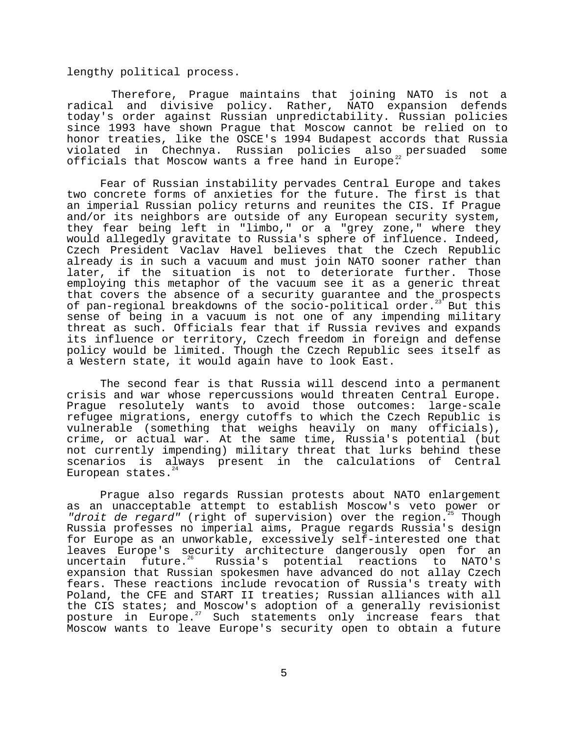lengthy political process.

Therefore, Prague maintains that joining NATO is not a radical and divisive policy. Rather, NATO expansion defends today's order against Russian unpredictability. Russian policies since 1993 have shown Prague that Moscow cannot be relied on to honor treaties, like the OSCE's 1994 Budapest accords that Russia violated in Chechnya. Russian policies also persuaded some officials that Moscow wants a free hand in Europe.[22]

Fear of Russian instability pervades Central Europe and takes two concrete forms of anxieties for the future. The first is that an imperial Russian policy returns and reunites the CIS. If Prague and/or its neighbors are outside of any European security system, they fear being left in "limbo," or a "grey zone," where they would allegedly gravitate to Russia's sphere of influence. Indeed, Czech President Vaclav Havel believes that the Czech Republic already is in such a vacuum and must join NATO sooner rather than later, if the situation is not to deteriorate further. Those employing this metaphor of the vacuum see it as a generic threat that covers the absence of a security guarantee and the prospects of pan-regional breakdowns of the socio-political order.[23] But this sense of being in a vacuum is not one of any impending military threat as such. Officials fear that if Russia revives and expands its influence or territory, Czech freedom in foreign and defense policy would be limited. Though the Czech Republic sees itself as a Western state, it would again have to look East.

The second fear is that Russia will descend into a permanent crisis and war whose repercussions would threaten Central Europe. Prague resolutely wants to avoid those outcomes: large-scale refugee migrations, energy cutoffs to which the Czech Republic is vulnerable (something that weighs heavily on many officials), crime, or actual war. At the same time, Russia's potential (but not currently impending) military threat that lurks behind these scenarios is always present in the calculations of Central European states.[24]

Prague also regards Russian protests about NATO enlargement as an unacceptable attempt to establish Moscow's veto power or *"droit de regard"* (right of supervision) over the region.[25] Though Russia professes no imperial aims, Prague regards Russia's design for Europe as an unworkable, excessively self-interested one that leaves Europe's security architecture dangerously open for an uncertain future.[26] Russia's potential reactions to NATO's expansion that Russian spokesmen have advanced do not allay Czech fears. These reactions include revocation of Russia's treaty with Poland, the CFE and START II treaties; Russian alliances with all the CIS states; and Moscow's adoption of a generally revisionist posture in Europe.[27] Such statements only increase fears that Moscow wants to leave Europe's security open to obtain a future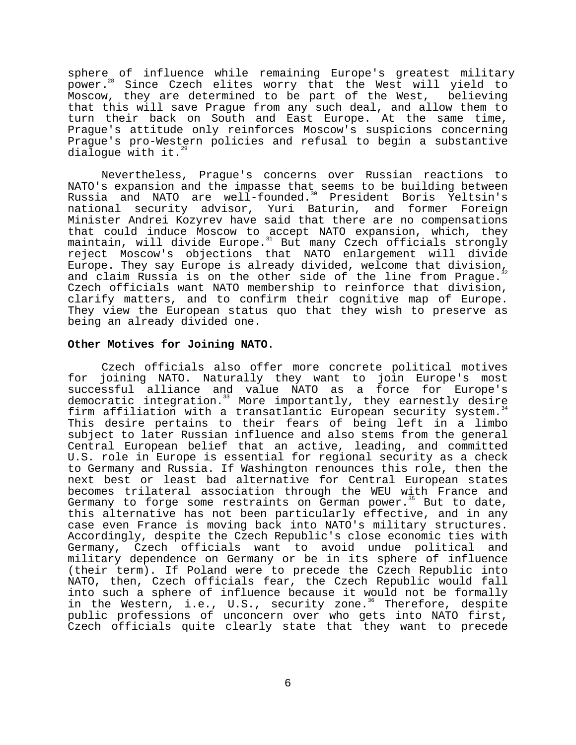sphere of influence while remaining Europe's greatest military power.[28] Since Czech elites worry that the West will yield to Moscow, they are determined to be part of the West, believing that this will save Prague from any such deal, and allow them to turn their back on South and East Europe. At the same time, Prague's attitude only reinforces Moscow's suspicions concerning Prague's pro-Western policies and refusal to begin a substantive dialogue with it.[29]

Nevertheless, Prague's concerns over Russian reactions to NATO's expansion and the impasse that seems to be building between Russia and NATO are well-founded.[30] President Boris Yeltsin's national security advisor, Yuri Baturin, and former Foreign Minister Andrei Kozyrev have said that there are no compensations that could induce Moscow to accept NATO expansion, which, they maintain, will divide Europe.[31] But many Czech officials strongly reject Moscow's objections that NATO enlargement will divide Europe. They say Europe is already divided, welcome that division, and claim Russia is on the other side of the line from Prague.[32] Czech officials want NATO membership to reinforce that division, clarify matters, and to confirm their cognitive map of Europe. They view the European status quo that they wish to preserve as being an already divided one.

**Other Motives for Joining NATO.**

Czech officials also offer more concrete political motives for joining NATO. Naturally they want to join Europe's most successful alliance and value NATO as a force for Europe's democratic integration.[33] More importantly, they earnestly desire firm affiliation with a transatlantic European security system.[34] This desire pertains to their fears of being left in a limbo subject to later Russian influence and also stems from the general Central European belief that an active, leading, and committed U.S. role in Europe is essential for regional security as a check to Germany and Russia. If Washington renounces this role, then the next best or least bad alternative for Central European states becomes trilateral association through the WEU with France and Germany to forge some restraints on German power.[35] But to date, this alternative has not been particularly effective, and in any case even France is moving back into NATO's military structures. Accordingly, despite the Czech Republic's close economic ties with Germany, Czech officials want to avoid undue political and military dependence on Germany or be in its sphere of influence (their term). If Poland were to precede the Czech Republic into NATO, then, Czech officials fear, the Czech Republic would fall into such a sphere of influence because it would not be formally in the Western, i.e., U.S., security zone.[36] Therefore, despite public professions of unconcern over who gets into NATO first, Czech officials quite clearly state that they want to precede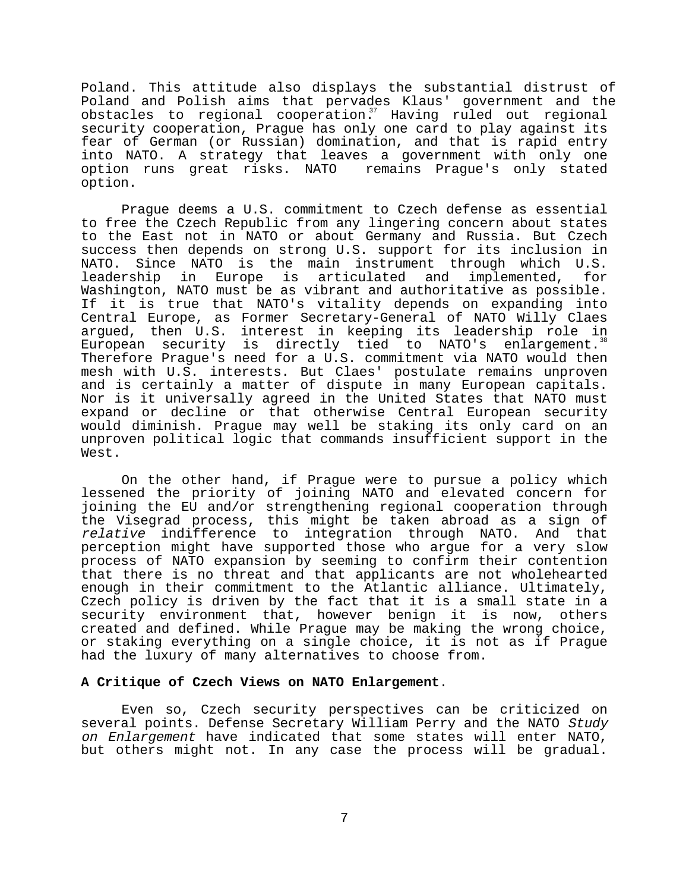Poland. This attitude also displays the substantial distrust of Poland and Polish aims that pervades Klaus' government and the obstacles to regional cooperation.[37] Having ruled out regional security cooperation, Prague has only one card to play against its fear of German (or Russian) domination, and that is rapid entry into NATO. A strategy that leaves a government with only one option runs great risks. NATO remains Prague's only stated option.

Prague deems a U.S. commitment to Czech defense as essential to free the Czech Republic from any lingering concern about states to the East not in NATO or about Germany and Russia. But Czech success then depends on strong U.S. support for its inclusion in NATO. Since NATO is the main instrument through which U.S. leadership in Europe is articulated and implemented, for Washington, NATO must be as vibrant and authoritative as possible. If it is true that NATO's vitality depends on expanding into Central Europe, as Former Secretary-General of NATO Willy Claes argued, then U.S. interest in keeping its leadership role in European security is directly tied to NATO's enlargement.[38] Therefore Prague's need for a U.S. commitment via NATO would then mesh with U.S. interests. But Claes' postulate remains unproven and is certainly a matter of dispute in many European capitals. Nor is it universally agreed in the United States that NATO must expand or decline or that otherwise Central European security would diminish. Prague may well be staking its only card on an unproven political logic that commands insufficient support in the West.

On the other hand, if Prague were to pursue a policy which lessened the priority of joining NATO and elevated concern for joining the EU and/or strengthening regional cooperation through the Visegrad process, this might be taken abroad as a sign of *relative* indifference to integration through NATO. And that perception might have supported those who argue for a very slow process of NATO expansion by seeming to confirm their contention that there is no threat and that applicants are not wholehearted enough in their commitment to the Atlantic alliance. Ultimately, Czech policy is driven by the fact that it is a small state in a security environment that, however benign it is now, others created and defined. While Prague may be making the wrong choice, or staking everything on a single choice, it is not as if Prague had the luxury of many alternatives to choose from.

**A Critique of Czech Views on NATO Enlargement**.

Even so, Czech security perspectives can be criticized on several points. Defense Secretary William Perry and the NATO *Study on Enlargement* have indicated that some states will enter NATO, but others might not. In any case the process will be gradual.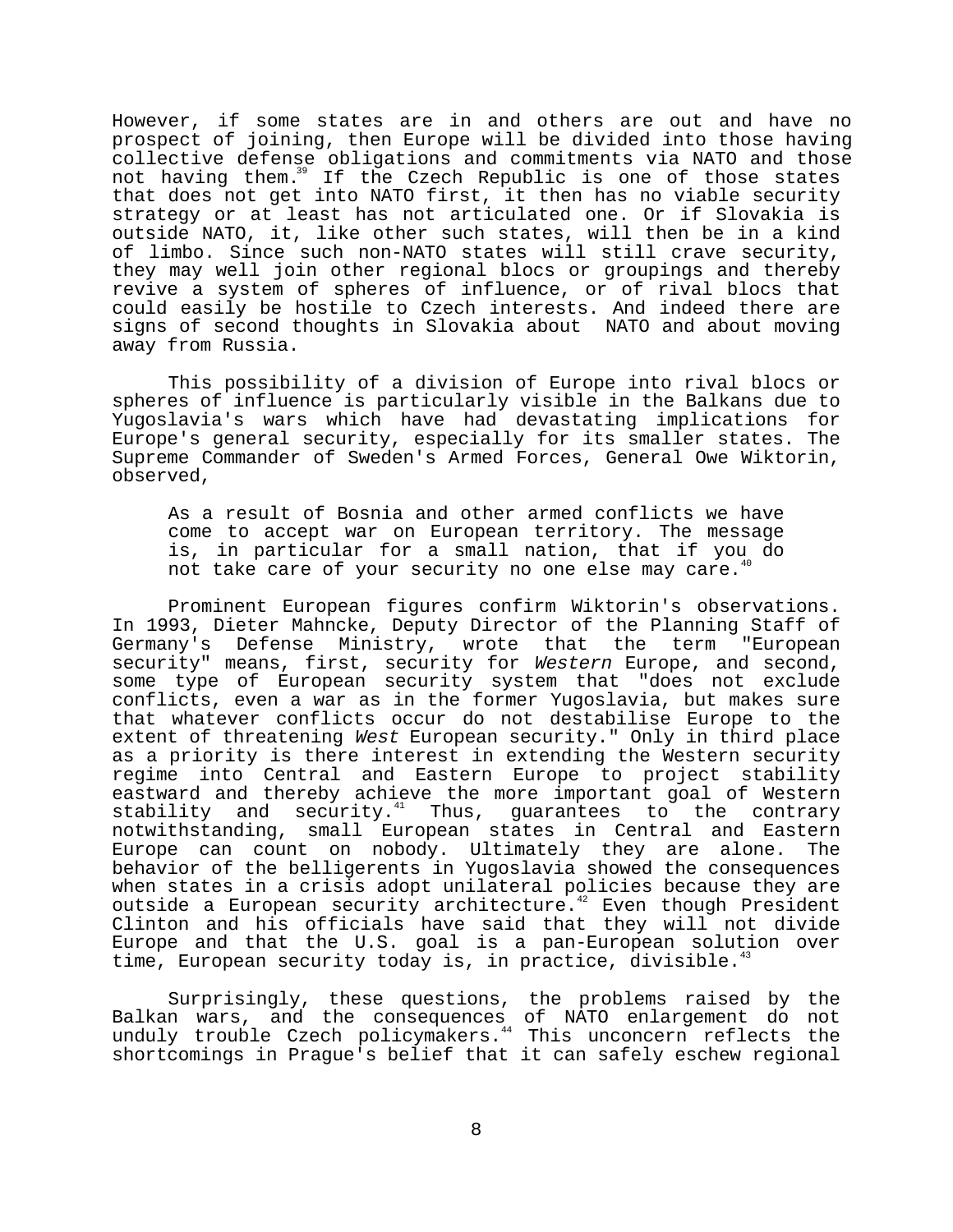However, if some states are in and others are out and have no prospect of joining, then Europe will be divided into those having collective defense obligations and commitments via NATO and those not having them.[39] If the Czech Republic is one of those states that does not get into NATO first, it then has no viable security strategy or at least has not articulated one. Or if Slovakia is outside NATO, it, like other such states, will then be in a kind of limbo. Since such non-NATO states will still crave security, they may well join other regional blocs or groupings and thereby revive a system of spheres of influence, or of rival blocs that could easily be hostile to Czech interests. And indeed there are signs of second thoughts in Slovakia about NATO and about moving away from Russia.

This possibility of a division of Europe into rival blocs or spheres of influence is particularly visible in the Balkans due to Yugoslavia's wars which have had devastating implications for Europe's general security, especially for its smaller states. The Supreme Commander of Sweden's Armed Forces, General Owe Wiktorin, observed,

> As a result of Bosnia and other armed conflicts we have come to accept war on European territory. The message is, in particular for a small nation, that if you do not take care of your security no one else may care.[40]

Prominent European figures confirm Wiktorin's observations. In 1993, Dieter Mahncke, Deputy Director of the Planning Staff of Germany's Defense Ministry, wrote that the term "European security" means, first, security for *Western* Europe, and second, some type of European security system that "does not exclude conflicts, even a war as in the former Yugoslavia, but makes sure that whatever conflicts occur do not destabilise Europe to the extent of threatening *West* European security." Only in third place as a priority is there interest in extending the Western security regime into Central and Eastern Europe to project stability eastward and thereby achieve the more important goal of Western stability and security.[41] Thus, guarantees to the contrary notwithstanding, small European states in Central and Eastern Europe can count on nobody. Ultimately they are alone. The behavior of the belligerents in Yugoslavia showed the consequences when states in a crisis adopt unilateral policies because they are outside a European security architecture.[42] Even though President Clinton and his officials have said that they will not divide Europe and that the U.S. goal is a pan-European solution over time, European security today is, in practice, divisible.[43]

Surprisingly, these questions, the problems raised by the Balkan wars, and the consequences of NATO enlargement do not unduly trouble Czech policymakers.[44] This unconcern reflects the shortcomings in Prague's belief that it can safely eschew regional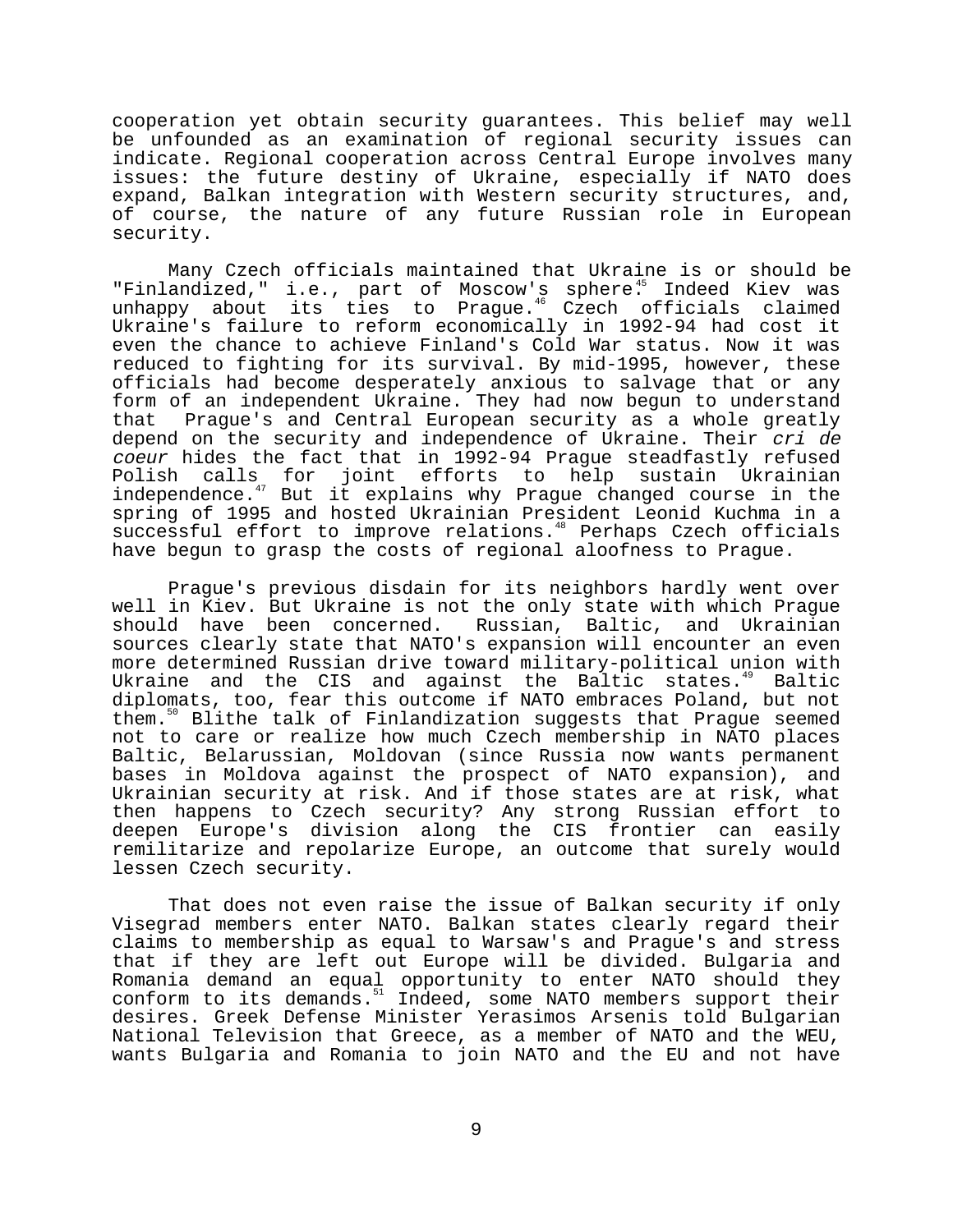cooperation yet obtain security guarantees. This belief may well be unfounded as an examination of regional security issues can indicate. Regional cooperation across Central Europe involves many issues: the future destiny of Ukraine, especially if NATO does expand, Balkan integration with Western security structures, and, of course, the nature of any future Russian role in European security.

Many Czech officials maintained that Ukraine is or should be "Finlandized," i.e., part of Moscow's sphere.[45] Indeed Kiev was unhappy about its ties to Prague.[46] Czech officials claimed Ukraine's failure to reform economically in 1992-94 had cost it even the chance to achieve Finland's Cold War status. Now it was reduced to fighting for its survival. By mid-1995, however, these officials had become desperately anxious to salvage that or any form of an independent Ukraine. They had now begun to understand that Prague's and Central European security as a whole greatly depend on the security and independence of Ukraine. Their *cri de coeur* hides the fact that in 1992-94 Prague steadfastly refused Polish calls for joint efforts to help sustain Ukrainian independence.[47] But it explains why Prague changed course in the spring of 1995 and hosted Ukrainian President Leonid Kuchma in a successful effort to improve relations.[48] Perhaps Czech officials have begun to grasp the costs of regional aloofness to Prague.

Prague's previous disdain for its neighbors hardly went over well in Kiev. But Ukraine is not the only state with which Prague should have been concerned. Russian, Baltic, and Ukrainian sources clearly state that NATO's expansion will encounter an even more determined Russian drive toward military-political union with Ukraine and the CIS and against the Baltic states.[49] Baltic diplomats, too, fear this outcome if NATO embraces Poland, but not them.[50] Blithe talk of Finlandization suggests that Prague seemed not to care or realize how much Czech membership in NATO places Baltic, Belarussian, Moldovan (since Russia now wants permanent bases in Moldova against the prospect of NATO expansion), and Ukrainian security at risk. And if those states are at risk, what then happens to Czech security? Any strong Russian effort to deepen Europe's division along the CIS frontier can easily remilitarize and repolarize Europe, an outcome that surely would lessen Czech security.

That does not even raise the issue of Balkan security if only Visegrad members enter NATO. Balkan states clearly regard their claims to membership as equal to Warsaw's and Prague's and stress that if they are left out Europe will be divided. Bulgaria and Romania demand an equal opportunity to enter NATO should they conform to its demands.[51] Indeed, some NATO members support their desires. Greek Defense Minister Yerasimos Arsenis told Bulgarian National Television that Greece, as a member of NATO and the WEU, wants Bulgaria and Romania to join NATO and the EU and not have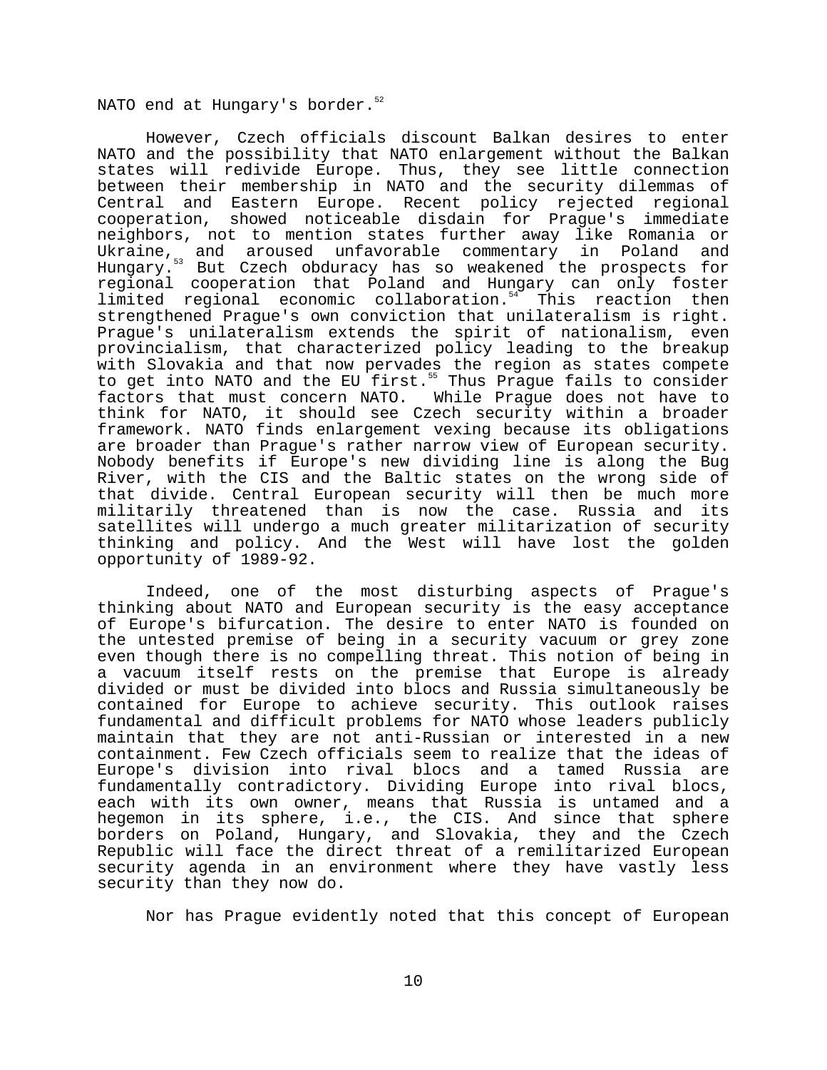NATO end at Hungary's border.[52]

However, Czech officials discount Balkan desires to enter NATO and the possibility that NATO enlargement without the Balkan states will redivide Europe. Thus, they see little connection between their membership in NATO and the security dilemmas of Central and Eastern Europe. Recent policy rejected regional cooperation, showed noticeable disdain for Prague's immediate neighbors, not to mention states further away like Romania or Ukraine, and aroused unfavorable commentary in Poland and Hungary.[53] But Czech obduracy has so weakened the prospects for regional cooperation that Poland and Hungary can only foster limited regional economic collaboration.[54] This reaction then strengthened Prague's own conviction that unilateralism is right. Prague's unilateralism extends the spirit of nationalism, even provincialism, that characterized policy leading to the breakup with Slovakia and that now pervades the region as states compete to get into NATO and the EU first.[55] Thus Prague fails to consider factors that must concern NATO. While Prague does not have to think for NATO, it should see Czech security within a broader framework. NATO finds enlargement vexing because its obligations are broader than Prague's rather narrow view of European security. Nobody benefits if Europe's new dividing line is along the Bug River, with the CIS and the Baltic states on the wrong side of that divide. Central European security will then be much more militarily threatened than is now the case. Russia and its satellites will undergo a much greater militarization of security thinking and policy. And the West will have lost the golden opportunity of 1989-92.

Indeed, one of the most disturbing aspects of Prague's thinking about NATO and European security is the easy acceptance of Europe's bifurcation. The desire to enter NATO is founded on the untested premise of being in a security vacuum or grey zone even though there is no compelling threat. This notion of being in a vacuum itself rests on the premise that Europe is already divided or must be divided into blocs and Russia simultaneously be contained for Europe to achieve security. This outlook raises fundamental and difficult problems for NATO whose leaders publicly maintain that they are not anti-Russian or interested in a new containment. Few Czech officials seem to realize that the ideas of Europe's division into rival blocs and a tamed Russia are fundamentally contradictory. Dividing Europe into rival blocs, each with its own owner, means that Russia is untamed and a hegemon in its sphere, i.e., the CIS. And since that sphere borders on Poland, Hungary, and Slovakia, they and the Czech Republic will face the direct threat of a remilitarized European security agenda in an environment where they have vastly less security than they now do.

Nor has Prague evidently noted that this concept of European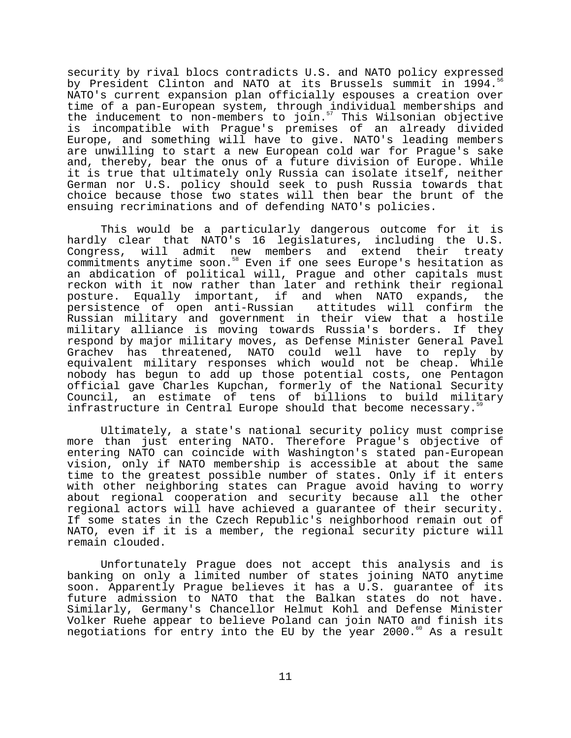security by rival blocs contradicts U.S. and NATO policy expressed by President Clinton and NATO at its Brussels summit in 1994.[56] NATO's current expansion plan officially espouses a creation over time of a pan-European system, through individual memberships and the inducement to non-members to join.[57] This Wilsonian objective is incompatible with Prague's premises of an already divided Europe, and something will have to give. NATO's leading members are unwilling to start a new European cold war for Prague's sake and, thereby, bear the onus of a future division of Europe. While it is true that ultimately only Russia can isolate itself, neither German nor U.S. policy should seek to push Russia towards that choice because those two states will then bear the brunt of the ensuing recriminations and of defending NATO's policies.

This would be a particularly dangerous outcome for it is hardly clear that NATO's 16 legislatures, including the U.S. Congress, will admit new members and extend their treaty commitments anytime soon.[58] Even if one sees Europe's hesitation as an abdication of political will, Prague and other capitals must reckon with it now rather than later and rethink their regional posture. Equally important, if and when NATO expands, the persistence of open anti-Russian attitudes will confirm the Russian military and government in their view that a hostile military alliance is moving towards Russia's borders. If they respond by major military moves, as Defense Minister General Pavel Grachev has threatened, NATO could well have to reply by equivalent military responses which would not be cheap. While nobody has begun to add up those potential costs, one Pentagon official gave Charles Kupchan, formerly of the National Security Council, an estimate of tens of billions to build military infrastructure in Central Europe should that become necessary.[59]

Ultimately, a state's national security policy must comprise more than just entering NATO. Therefore Prague's objective of entering NATO can coincide with Washington's stated pan-European vision, only if NATO membership is accessible at about the same time to the greatest possible number of states. Only if it enters with other neighboring states can Prague avoid having to worry about regional cooperation and security because all the other regional actors will have achieved a guarantee of their security. If some states in the Czech Republic's neighborhood remain out of NATO, even if it is a member, the regional security picture will remain clouded.

Unfortunately Prague does not accept this analysis and is banking on only a limited number of states joining NATO anytime soon. Apparently Prague believes it has a U.S. guarantee of its future admission to NATO that the Balkan states do not have. Similarly, Germany's Chancellor Helmut Kohl and Defense Minister Volker Ruehe appear to believe Poland can join NATO and finish its negotiations for entry into the EU by the year 2000.[60] As a result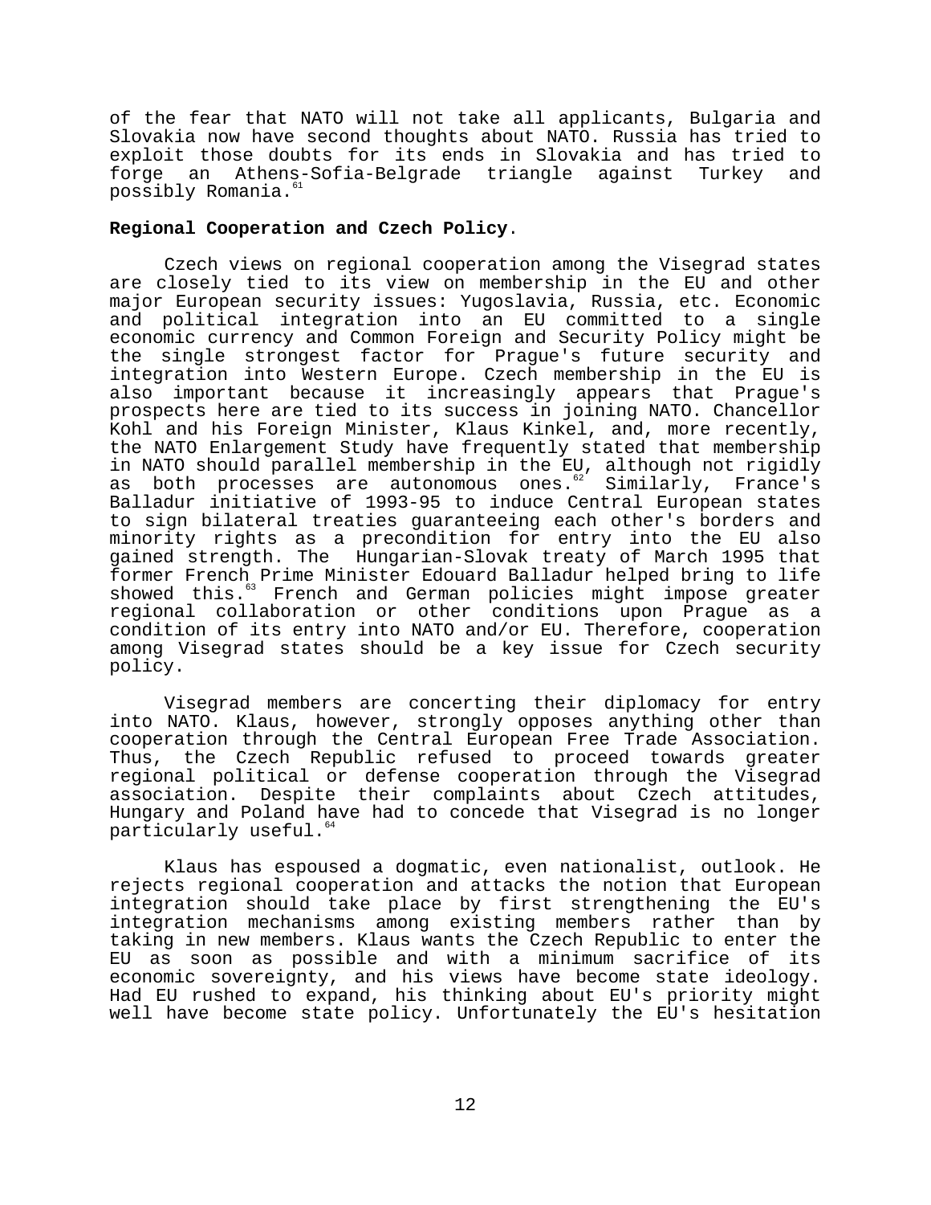of the fear that NATO will not take all applicants, Bulgaria and Slovakia now have second thoughts about NATO. Russia has tried to exploit those doubts for its ends in Slovakia and has tried to forge an Athens-Sofia-Belgrade triangle against Turkey and possibly Romania.[61]

**Regional Cooperation and Czech Policy**.

Czech views on regional cooperation among the Visegrad states are closely tied to its view on membership in the EU and other major European security issues: Yugoslavia, Russia, etc. Economic and political integration into an EU committed to a single economic currency and Common Foreign and Security Policy might be the single strongest factor for Prague's future security and integration into Western Europe. Czech membership in the EU is also important because it increasingly appears that Prague's prospects here are tied to its success in joining NATO. Chancellor Kohl and his Foreign Minister, Klaus Kinkel, and, more recently, the NATO Enlargement Study have frequently stated that membership in NATO should parallel membership in the EU, although not rigidly as both processes are autonomous ones.[62] Similarly, France's Balladur initiative of 1993-95 to induce Central European states to sign bilateral treaties guaranteeing each other's borders and minority rights as a precondition for entry into the EU also gained strength. The Hungarian-Slovak treaty of March 1995 that former French Prime Minister Edouard Balladur helped bring to life showed this.[63] French and German policies might impose greater regional collaboration or other conditions upon Prague as a condition of its entry into NATO and/or EU. Therefore, cooperation among Visegrad states should be a key issue for Czech security policy.

Visegrad members are concerting their diplomacy for entry into NATO. Klaus, however, strongly opposes anything other than cooperation through the Central European Free Trade Association. Thus, the Czech Republic refused to proceed towards greater regional political or defense cooperation through the Visegrad association. Despite their complaints about Czech attitudes, Hungary and Poland have had to concede that Visegrad is no longer particularly useful.[64]

Klaus has espoused a dogmatic, even nationalist, outlook. He rejects regional cooperation and attacks the notion that European integration should take place by first strengthening the EU's integration mechanisms among existing members rather than by taking in new members. Klaus wants the Czech Republic to enter the EU as soon as possible and with a minimum sacrifice of its economic sovereignty, and his views have become state ideology. Had EU rushed to expand, his thinking about EU's priority might well have become state policy. Unfortunately the EU's hesitation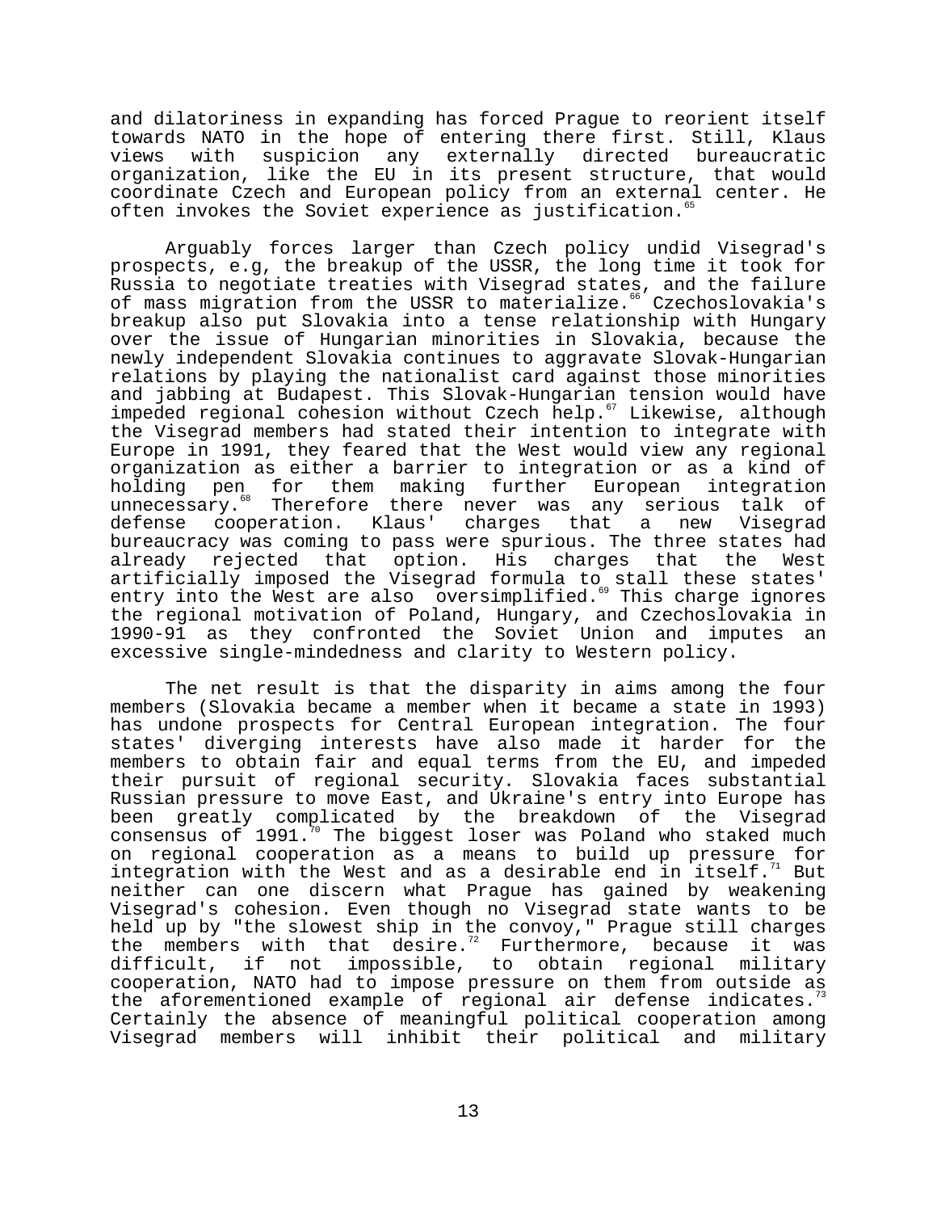and dilatoriness in expanding has forced Prague to reorient itself towards NATO in the hope of entering there first. Still, Klaus views with suspicion any externally directed bureaucratic organization, like the EU in its present structure, that would coordinate Czech and European policy from an external center. He often invokes the Soviet experience as justification.[65]

Arguably forces larger than Czech policy undid Visegrad's prospects, e.g, the breakup of the USSR, the long time it took for Russia to negotiate treaties with Visegrad states, and the failure of mass migration from the USSR to materialize.[66] Czechoslovakia's breakup also put Slovakia into a tense relationship with Hungary over the issue of Hungarian minorities in Slovakia, because the newly independent Slovakia continues to aggravate Slovak-Hungarian relations by playing the nationalist card against those minorities and jabbing at Budapest. This Slovak-Hungarian tension would have impeded regional cohesion without Czech help.[67] Likewise, although the Visegrad members had stated their intention to integrate with Europe in 1991, they feared that the West would view any regional organization as either a barrier to integration or as a kind of holding pen for them making further European integration unnecessary.[68] Therefore there never was any serious talk of defense cooperation. Klaus' charges that a new Visegrad bureaucracy was coming to pass were spurious. The three states had already rejected that option. His charges that the West artificially imposed the Visegrad formula to stall these states' entry into the West are also oversimplified.[69] This charge ignores the regional motivation of Poland, Hungary, and Czechoslovakia in 1990-91 as they confronted the Soviet Union and imputes an excessive single-mindedness and clarity to Western policy.

The net result is that the disparity in aims among the four members (Slovakia became a member when it became a state in 1993) has undone prospects for Central European integration. The four states' diverging interests have also made it harder for the members to obtain fair and equal terms from the EU, and impeded their pursuit of regional security. Slovakia faces substantial Russian pressure to move East, and Ukraine's entry into Europe has been greatly complicated by the breakdown of the Visegrad consensus of 1991.[70] The biggest loser was Poland who staked much on regional cooperation as a means to build up pressure for integration with the West and as a desirable end in itself.[71] But neither can one discern what Prague has gained by weakening Visegrad's cohesion. Even though no Visegrad state wants to be held up by "the slowest ship in the convoy," Prague still charges the members with that desire.[72] Furthermore, because it was difficult, if not impossible, to obtain regional military cooperation, NATO had to impose pressure on them from outside as the aforementioned example of regional air defense indicates.[73] Certainly the absence of meaningful political cooperation among Visegrad members will inhibit their political and military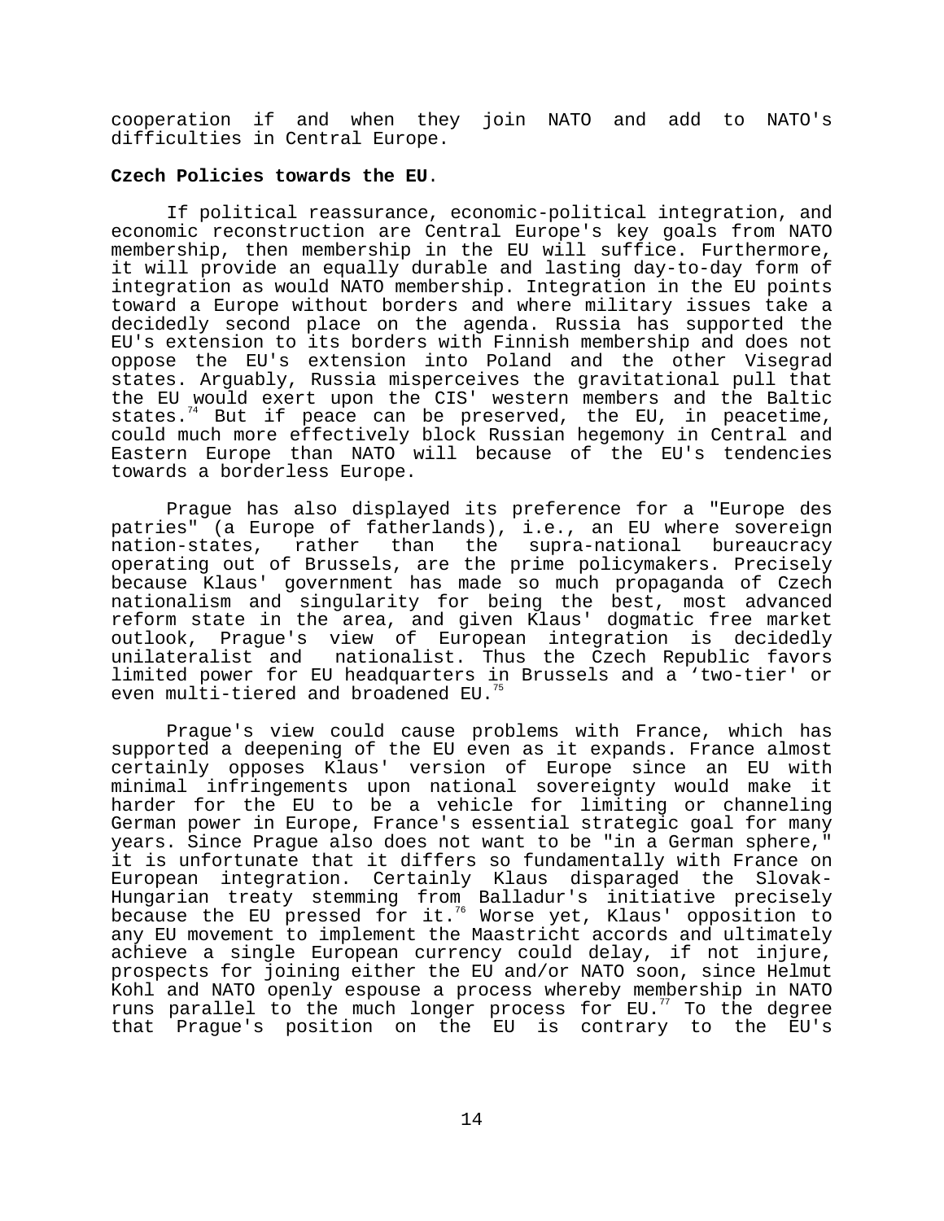cooperation if and when they join NATO and add to NATO's difficulties in Central Europe.

**Czech Policies towards the EU**.

If political reassurance, economic-political integration, and economic reconstruction are Central Europe's key goals from NATO membership, then membership in the EU will suffice. Furthermore, it will provide an equally durable and lasting day-to-day form of integration as would NATO membership. Integration in the EU points toward a Europe without borders and where military issues take a decidedly second place on the agenda. Russia has supported the EU's extension to its borders with Finnish membership and does not oppose the EU's extension into Poland and the other Visegrad states. Arguably, Russia misperceives the gravitational pull that the EU would exert upon the CIS' western members and the Baltic states.[74] But if peace can be preserved, the EU, in peacetime, could much more effectively block Russian hegemony in Central and Eastern Europe than NATO will because of the EU's tendencies towards a borderless Europe.

Prague has also displayed its preference for a "Europe des patries" (a Europe of fatherlands), i.e., an EU where sovereign nation-states, rather than the supra-national bureaucracy operating out of Brussels, are the prime policymakers. Precisely because Klaus' government has made so much propaganda of Czech nationalism and singularity for being the best, most advanced reform state in the area, and given Klaus' dogmatic free market outlook, Prague's view of European integration is decidedly unilateralist and nationalist. Thus the Czech Republic favors limited power for EU headquarters in Brussels and a 'two-tier' or even multi-tiered and broadened EU.[75]

Prague's view could cause problems with France, which has supported a deepening of the EU even as it expands. France almost certainly opposes Klaus' version of Europe since an EU with minimal infringements upon national sovereignty would make it harder for the EU to be a vehicle for limiting or channeling German power in Europe, France's essential strategic goal for many years. Since Prague also does not want to be "in a German sphere," it is unfortunate that it differs so fundamentally with France on European integration. Certainly Klaus disparaged the Slovak-Hungarian treaty stemming from Balladur's initiative precisely because the EU pressed for it.[76] Worse yet, Klaus' opposition to any EU movement to implement the Maastricht accords and ultimately achieve a single European currency could delay, if not injure, prospects for joining either the EU and/or NATO soon, since Helmut Kohl and NATO openly espouse a process whereby membership in NATO runs parallel to the much longer process for EU.[77] To the degree that Prague's position on the EU is contrary to the EU's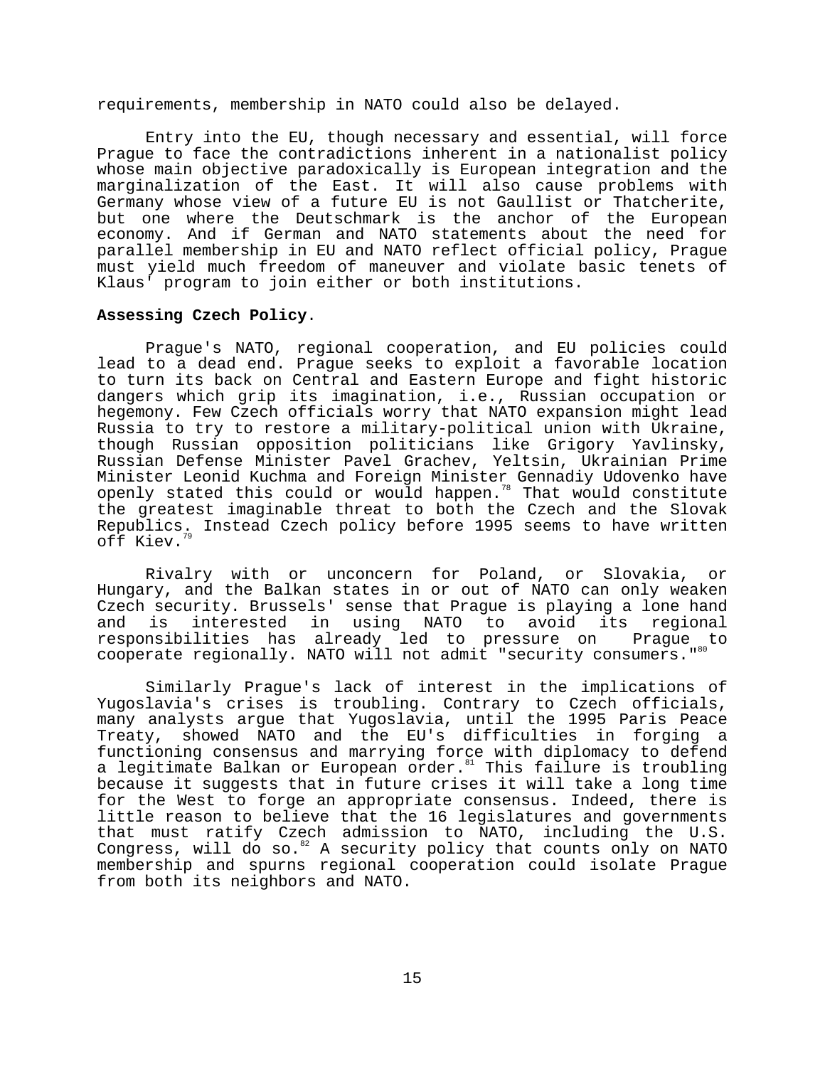requirements, membership in NATO could also be delayed.

Entry into the EU, though necessary and essential, will force Prague to face the contradictions inherent in a nationalist policy whose main objective paradoxically is European integration and the marginalization of the East. It will also cause problems with Germany whose view of a future EU is not Gaullist or Thatcherite, but one where the Deutschmark is the anchor of the European economy. And if German and NATO statements about the need for parallel membership in EU and NATO reflect official policy, Prague must yield much freedom of maneuver and violate basic tenets of Klaus' program to join either or both institutions.

**Assessing Czech Policy**.

Prague's NATO, regional cooperation, and EU policies could lead to a dead end. Prague seeks to exploit a favorable location to turn its back on Central and Eastern Europe and fight historic dangers which grip its imagination, i.e., Russian occupation or hegemony. Few Czech officials worry that NATO expansion might lead Russia to try to restore a military-political union with Ukraine, though Russian opposition politicians like Grigory Yavlinsky, Russian Defense Minister Pavel Grachev, Yeltsin, Ukrainian Prime Minister Leonid Kuchma and Foreign Minister Gennadiy Udovenko have openly stated this could or would happen.[78] That would constitute the greatest imaginable threat to both the Czech and the Slovak Republics. Instead Czech policy before 1995 seems to have written off Kiev.[79]

Rivalry with or unconcern for Poland, or Slovakia, or Hungary, and the Balkan states in or out of NATO can only weaken Czech security. Brussels' sense that Prague is playing a lone hand and is interested in using NATO to avoid its regional responsibilities has already led to pressure on Prague to cooperate regionally. NATO will not admit "security consumers."[80]

Similarly Prague's lack of interest in the implications of Yugoslavia's crises is troubling. Contrary to Czech officials, many analysts argue that Yugoslavia, until the 1995 Paris Peace Treaty, showed NATO and the EU's difficulties in forging a functioning consensus and marrying force with diplomacy to defend a legitimate Balkan or European order.[81] This failure is troubling because it suggests that in future crises it will take a long time for the West to forge an appropriate consensus. Indeed, there is little reason to believe that the 16 legislatures and governments that must ratify Czech admission to NATO, including the U.S. Congress, will do so.[82] A security policy that counts only on NATO membership and spurns regional cooperation could isolate Prague from both its neighbors and NATO.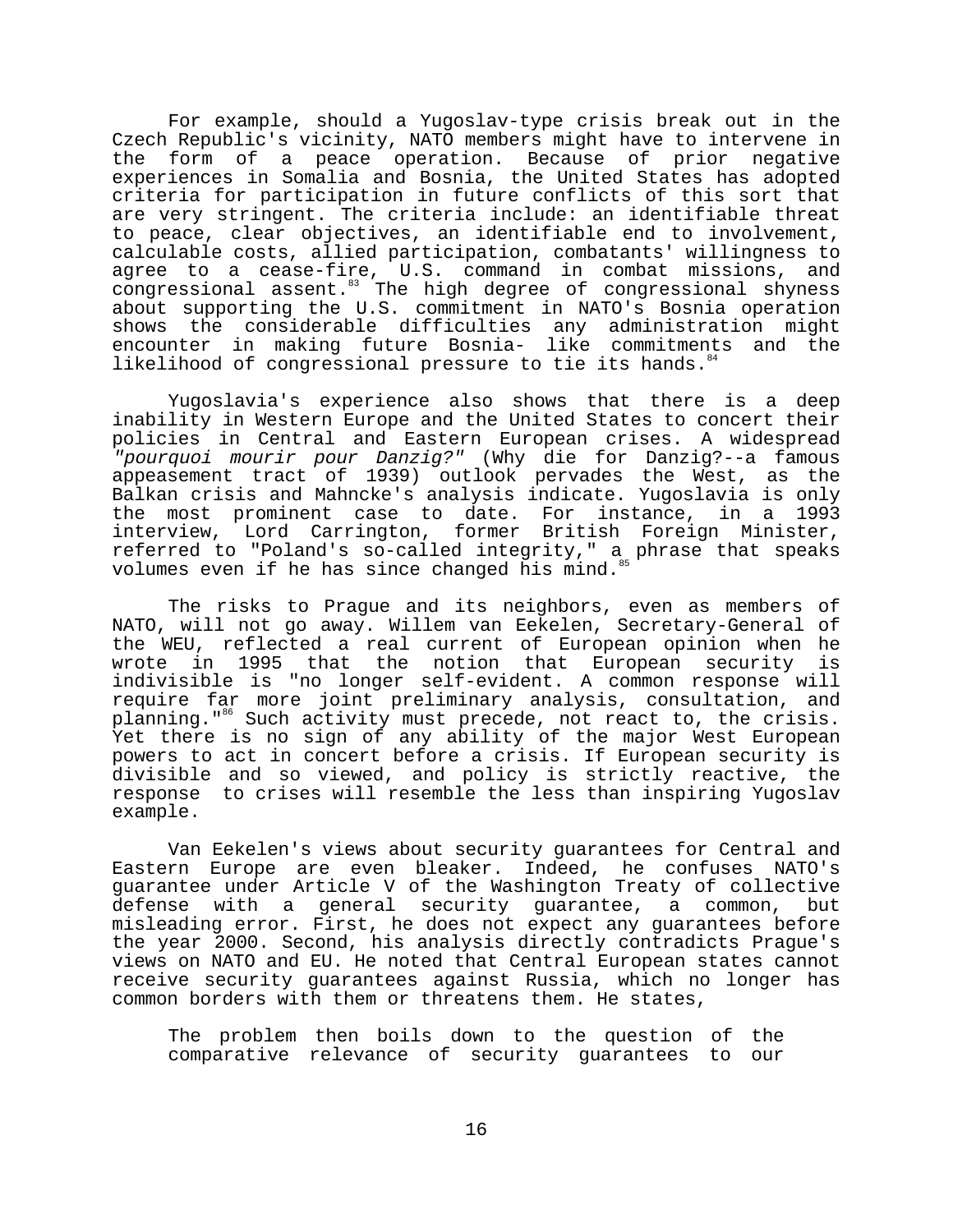For example, should a Yugoslav-type crisis break out in the Czech Republic's vicinity, NATO members might have to intervene in the form of a peace operation. Because of prior negative experiences in Somalia and Bosnia, the United States has adopted criteria for participation in future conflicts of this sort that are very stringent. The criteria include: an identifiable threat to peace, clear objectives, an identifiable end to involvement, calculable costs, allied participation, combatants' willingness to agree to a cease-fire, U.S. command in combat missions, and congressional assent.[83] The high degree of congressional shyness about supporting the U.S. commitment in NATO's Bosnia operation shows the considerable difficulties any administration might encounter in making future Bosnia- like commitments and the likelihood of congressional pressure to tie its hands.[84]

Yugoslavia's experience also shows that there is a deep inability in Western Europe and the United States to concert their policies in Central and Eastern European crises. A widespread *"pourquoi mourir pour Danzig?"* (Why die for Danzig?--a famous appeasement tract of 1939) outlook pervades the West, as the Balkan crisis and Mahncke's analysis indicate. Yugoslavia is only the most prominent case to date. For instance, in a 1993 interview, Lord Carrington, former British Foreign Minister, referred to "Poland's so-called integrity," a phrase that speaks volumes even if he has since changed his mind.[85]

The risks to Prague and its neighbors, even as members of NATO, will not go away. Willem van Eekelen, Secretary-General of the WEU, reflected a real current of European opinion when he wrote in 1995 that the notion that European security is indivisible is "no longer self-evident. A common response will require far more joint preliminary analysis, consultation, and planning."[86] Such activity must precede, not react to, the crisis. Yet there is no sign of any ability of the major West European powers to act in concert before a crisis. If European security is divisible and so viewed, and policy is strictly reactive, the response to crises will resemble the less than inspiring Yugoslav example.

Van Eekelen's views about security guarantees for Central and Eastern Europe are even bleaker. Indeed, he confuses NATO's guarantee under Article V of the Washington Treaty of collective defense with a general security guarantee, a common, but misleading error. First, he does not expect any guarantees before the year 2000. Second, his analysis directly contradicts Prague's views on NATO and EU. He noted that Central European states cannot receive security guarantees against Russia, which no longer has common borders with them or threatens them. He states,

> The problem then boils down to the question of the comparative relevance of security guarantees to our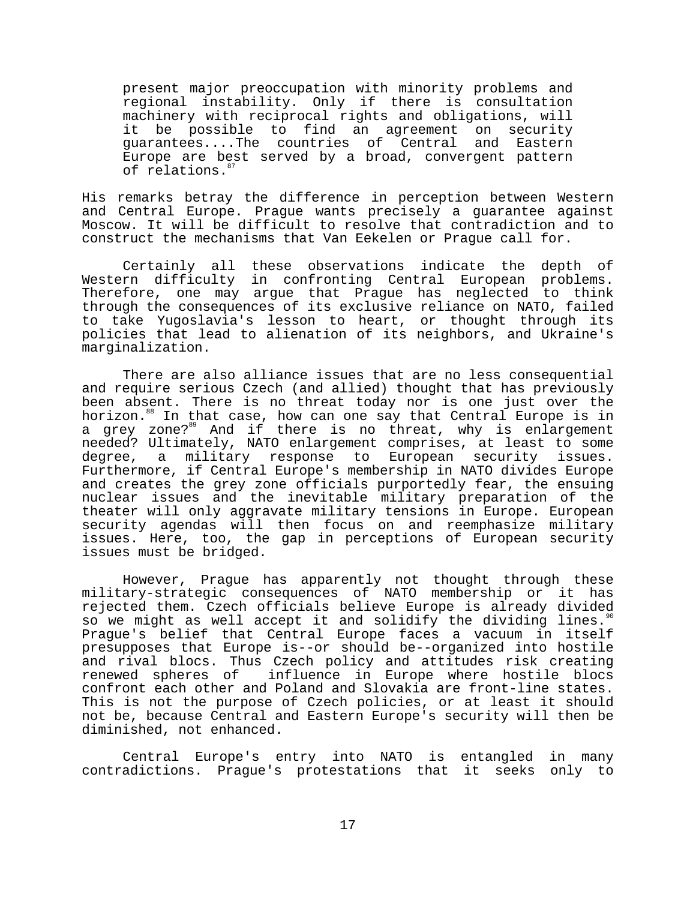> present major preoccupation with minority problems and regional instability. Only if there is consultation machinery with reciprocal rights and obligations, will it be possible to find an agreement on security guarantees....The countries of Central and Eastern Europe are best served by a broad, convergent pattern of relations.[87]

His remarks betray the difference in perception between Western and Central Europe. Prague wants precisely a guarantee against Moscow. It will be difficult to resolve that contradiction and to construct the mechanisms that Van Eekelen or Prague call for.

Certainly all these observations indicate the depth of Western difficulty in confronting Central European problems. Therefore, one may argue that Prague has neglected to think through the consequences of its exclusive reliance on NATO, failed to take Yugoslavia's lesson to heart, or thought through its policies that lead to alienation of its neighbors, and Ukraine's marginalization.

There are also alliance issues that are no less consequential and require serious Czech (and allied) thought that has previously been absent. There is no threat today nor is one just over the horizon.[88] In that case, how can one say that Central Europe is in a grey zone?[89] And if there is no threat, why is enlargement needed? Ultimately, NATO enlargement comprises, at least to some degree, a military response to European security issues. Furthermore, if Central Europe's membership in NATO divides Europe and creates the grey zone officials purportedly fear, the ensuing nuclear issues and the inevitable military preparation of the theater will only aggravate military tensions in Europe. European security agendas will then focus on and reemphasize military issues. Here, too, the gap in perceptions of European security issues must be bridged.

However, Prague has apparently not thought through these military-strategic consequences of NATO membership or it has rejected them. Czech officials believe Europe is already divided so we might as well accept it and solidify the dividing lines.[90] Prague's belief that Central Europe faces a vacuum in itself presupposes that Europe is--or should be--organized into hostile and rival blocs. Thus Czech policy and attitudes risk creating renewed spheres of influence in Europe where hostile blocs confront each other and Poland and Slovakia are front-line states. This is not the purpose of Czech policies, or at least it should not be, because Central and Eastern Europe's security will then be diminished, not enhanced.

Central Europe's entry into NATO is entangled in many contradictions. Prague's protestations that it seeks only to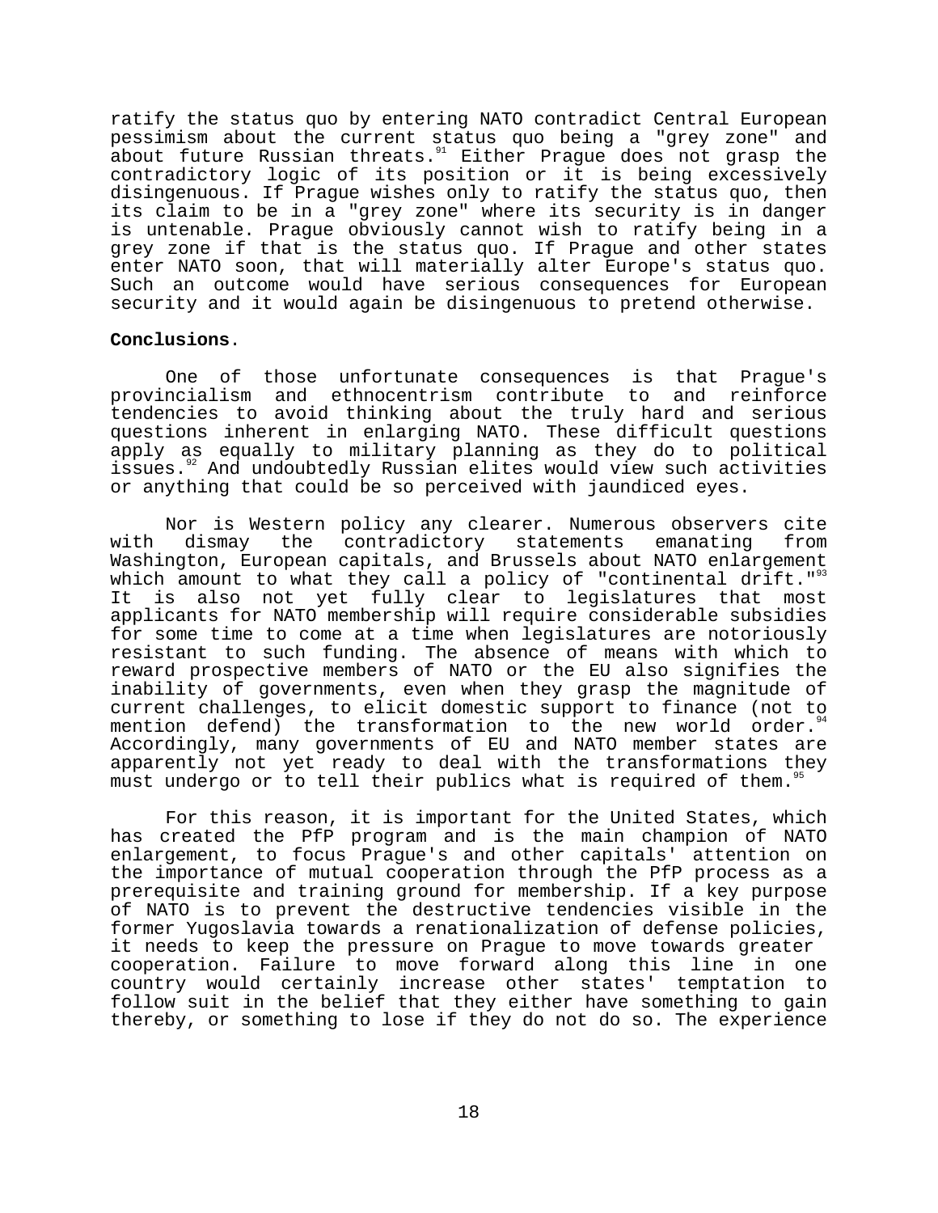ratify the status quo by entering NATO contradict Central European pessimism about the current status quo being a "grey zone" and about future Russian threats.[91] Either Prague does not grasp the contradictory logic of its position or it is being excessively disingenuous. If Prague wishes only to ratify the status quo, then its claim to be in a "grey zone" where its security is in danger is untenable. Prague obviously cannot wish to ratify being in a grey zone if that is the status quo. If Prague and other states enter NATO soon, that will materially alter Europe's status quo. Such an outcome would have serious consequences for European security and it would again be disingenuous to pretend otherwise.

**Conclusions**.

One of those unfortunate consequences is that Prague's provincialism and ethnocentrism contribute to and reinforce tendencies to avoid thinking about the truly hard and serious questions inherent in enlarging NATO. These difficult questions apply as equally to military planning as they do to political issues.[92] And undoubtedly Russian elites would view such activities or anything that could be so perceived with jaundiced eyes.

Nor is Western policy any clearer. Numerous observers cite with dismay the contradictory statements emanating from Washington, European capitals, and Brussels about NATO enlargement which amount to what they call a policy of "continental drift."[93] It is also not yet fully clear to legislatures that most applicants for NATO membership will require considerable subsidies for some time to come at a time when legislatures are notoriously resistant to such funding. The absence of means with which to reward prospective members of NATO or the EU also signifies the inability of governments, even when they grasp the magnitude of current challenges, to elicit domestic support to finance (not to mention defend) the transformation to the new world order.[94] Accordingly, many governments of EU and NATO member states are apparently not yet ready to deal with the transformations they must undergo or to tell their publics what is required of them.[95]

For this reason, it is important for the United States, which has created the PfP program and is the main champion of NATO enlargement, to focus Prague's and other capitals' attention on the importance of mutual cooperation through the PfP process as a prerequisite and training ground for membership. If a key purpose of NATO is to prevent the destructive tendencies visible in the former Yugoslavia towards a renationalization of defense policies, it needs to keep the pressure on Prague to move towards greater cooperation. Failure to move forward along this line in one country would certainly increase other states' temptation to follow suit in the belief that they either have something to gain thereby, or something to lose if they do not do so. The experience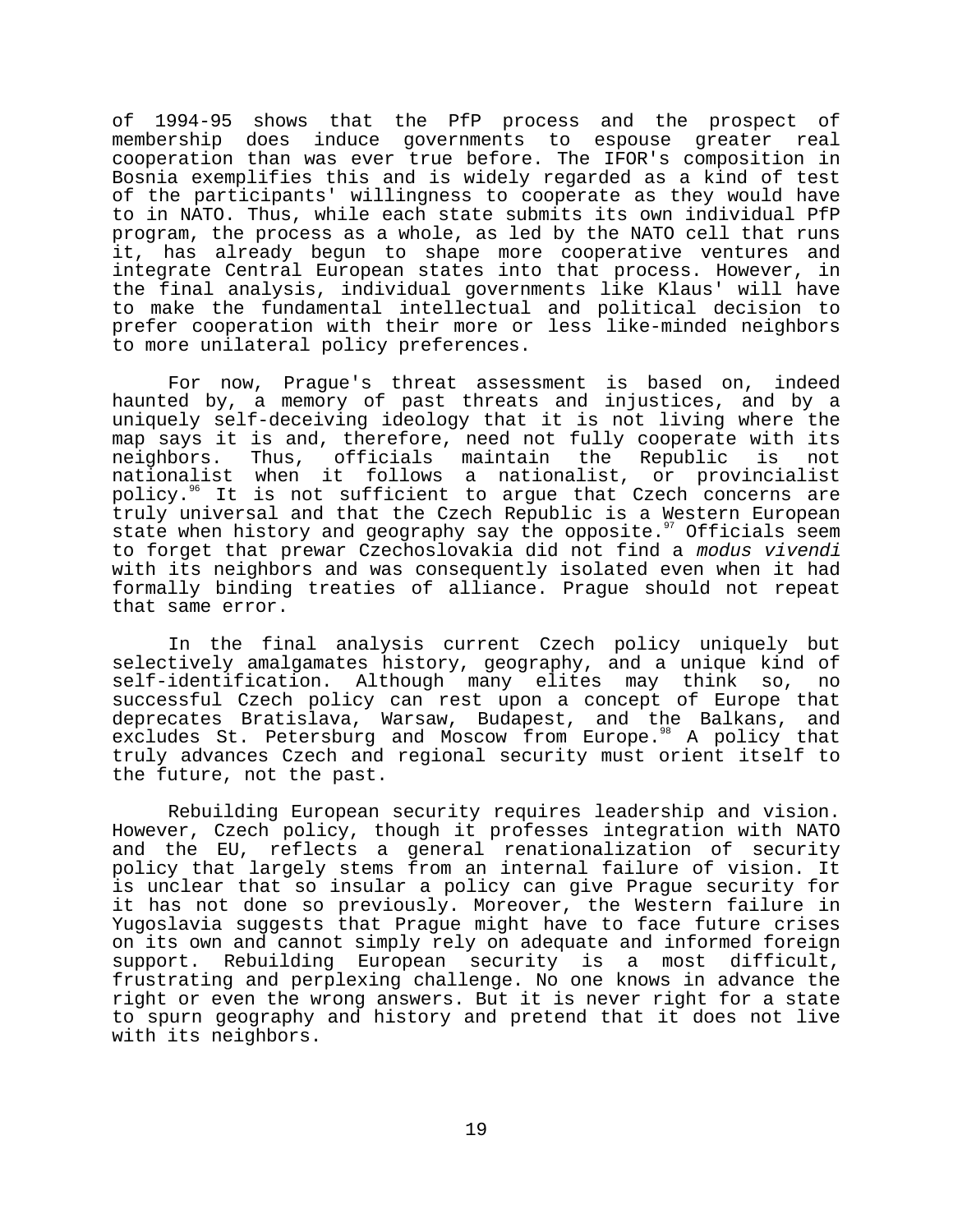of 1994-95 shows that the PfP process and the prospect of membership does induce governments to espouse greater real cooperation than was ever true before. The IFOR's composition in Bosnia exemplifies this and is widely regarded as a kind of test of the participants' willingness to cooperate as they would have to in NATO. Thus, while each state submits its own individual PfP program, the process as a whole, as led by the NATO cell that runs it, has already begun to shape more cooperative ventures and integrate Central European states into that process. However, in the final analysis, individual governments like Klaus' will have to make the fundamental intellectual and political decision to prefer cooperation with their more or less like-minded neighbors to more unilateral policy preferences.

For now, Prague's threat assessment is based on, indeed haunted by, a memory of past threats and injustices, and by a uniquely self-deceiving ideology that it is not living where the map says it is and, therefore, need not fully cooperate with its neighbors. Thus, officials maintain the Republic is not nationalist when it follows a nationalist, or provincialist policy.[96] It is not sufficient to argue that Czech concerns are truly universal and that the Czech Republic is a Western European state when history and geography say the opposite.[97] Officials seem to forget that prewar Czechoslovakia did not find a *modus vivendi* with its neighbors and was consequently isolated even when it had formally binding treaties of alliance. Prague should not repeat that same error.

In the final analysis current Czech policy uniquely but selectively amalgamates history, geography, and a unique kind of self-identification. Although many elites may think so, no successful Czech policy can rest upon a concept of Europe that deprecates Bratislava, Warsaw, Budapest, and the Balkans, and excludes St. Petersburg and Moscow from Europe.[98] A policy that truly advances Czech and regional security must orient itself to the future, not the past.

Rebuilding European security requires leadership and vision. However, Czech policy, though it professes integration with NATO and the EU, reflects a general renationalization of security policy that largely stems from an internal failure of vision. It is unclear that so insular a policy can give Prague security for it has not done so previously. Moreover, the Western failure in Yugoslavia suggests that Prague might have to face future crises on its own and cannot simply rely on adequate and informed foreign support. Rebuilding European security is a most difficult, frustrating and perplexing challenge. No one knows in advance the right or even the wrong answers. But it is never right for a state to spurn geography and history and pretend that it does not live with its neighbors.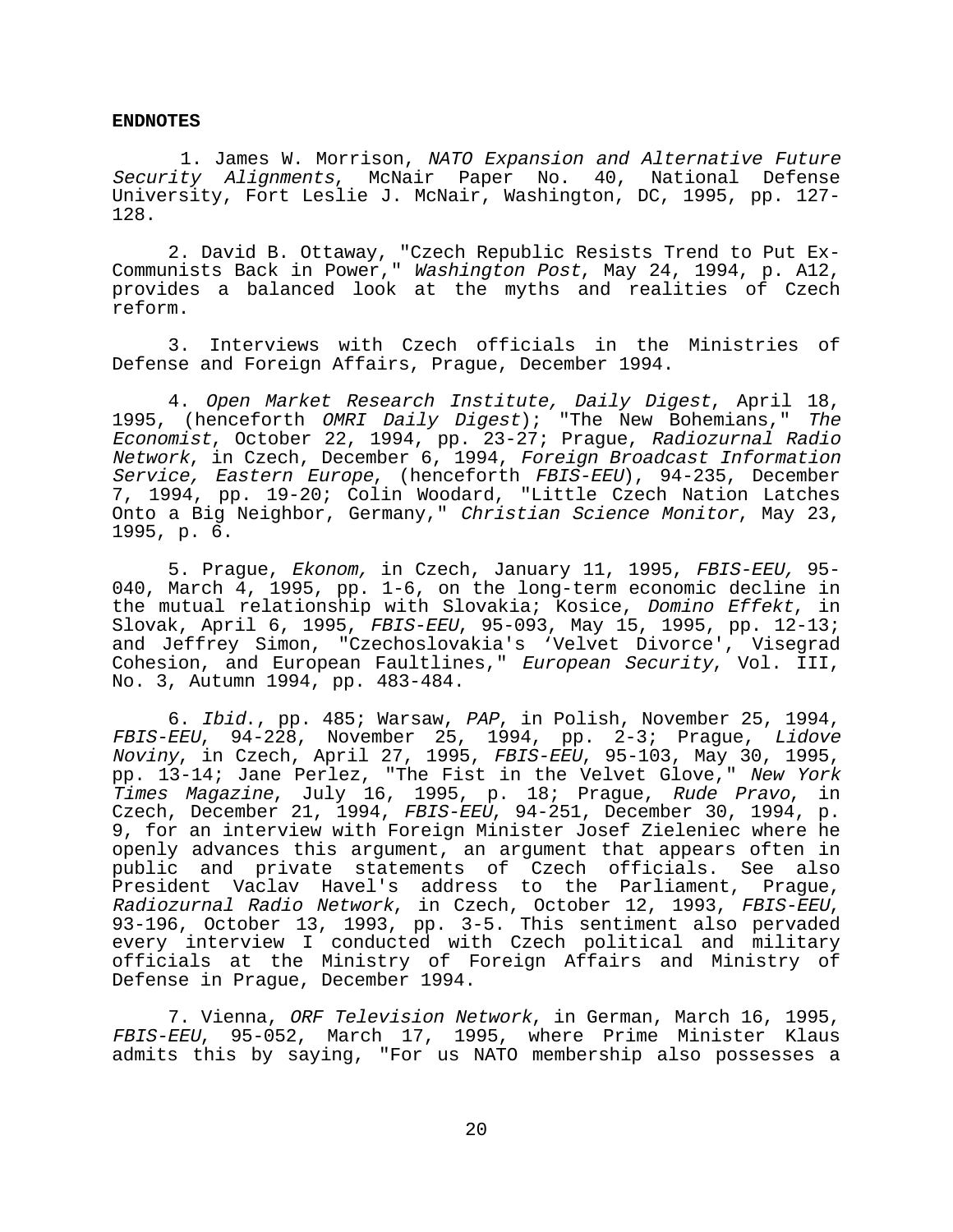**ENDNOTES**

1. James W. Morrison, *NATO Expansion and Alternative Future Security Alignments*, McNair Paper No. 40, National Defense University, Fort Leslie J. McNair, Washington, DC, 1995, pp. 127-128.

2. David B. Ottaway, "Czech Republic Resists Trend to Put Ex-Communists Back in Power," *Washington Post*, May 24, 1994, p. A12, provides a balanced look at the myths and realities of Czech reform.

3. Interviews with Czech officials in the Ministries of Defense and Foreign Affairs, Prague, December 1994.

4. *Open Market Research Institute, Daily Digest*, April 18, 1995, (henceforth *OMRI Daily Digest*); "The New Bohemians," *The Economist*, October 22, 1994, pp. 23-27; Prague, *Radiozurnal Radio Network*, in Czech, December 6, 1994, *Foreign Broadcast Information Service, Eastern Europe*, (henceforth *FBIS-EEU*), 94-235, December 7, 1994, pp. 19-20; Colin Woodard, "Little Czech Nation Latches Onto a Big Neighbor, Germany," *Christian Science Monitor*, May 23, 1995, p. 6.

5. Prague, *Ekonom,* in Czech, January 11, 1995, *FBIS-EEU,* 95-040, March 4, 1995, pp. 1-6, on the long-term economic decline in the mutual relationship with Slovakia; Kosice, *Domino Effekt*, in Slovak, April 6, 1995, *FBIS-EEU*, 95-093, May 15, 1995, pp. 12-13; and Jeffrey Simon, "Czechoslovakia's 'Velvet Divorce', Visegrad Cohesion, and European Faultlines," *European Security*, Vol. III, No. 3, Autumn 1994, pp. 483-484.

6. *Ibid*., pp. 485; Warsaw, *PAP*, in Polish, November 25, 1994, *FBIS-EEU*, 94-228, November 25, 1994, pp. 2-3; Prague, *Lidove Noviny*, in Czech, April 27, 1995, *FBIS-EEU*, 95-103, May 30, 1995, pp. 13-14; Jane Perlez, "The Fist in the Velvet Glove," *New York Times Magazine*, July 16, 1995, p. 18; Prague, *Rude Pravo*, in Czech, December 21, 1994, *FBIS-EEU*, 94-251, December 30, 1994, p. 9, for an interview with Foreign Minister Josef Zieleniec where he openly advances this argument, an argument that appears often in public and private statements of Czech officials. See also President Vaclav Havel's address to the Parliament, Prague, *Radiozurnal Radio Network*, in Czech, October 12, 1993, *FBIS-EEU*, 93-196, October 13, 1993, pp. 3-5. This sentiment also pervaded every interview I conducted with Czech political and military officials at the Ministry of Foreign Affairs and Ministry of Defense in Prague, December 1994.

7. Vienna, *ORF Television Network*, in German, March 16, 1995, *FBIS-EEU*, 95-052, March 17, 1995, where Prime Minister Klaus admits this by saying, "For us NATO membership also possesses a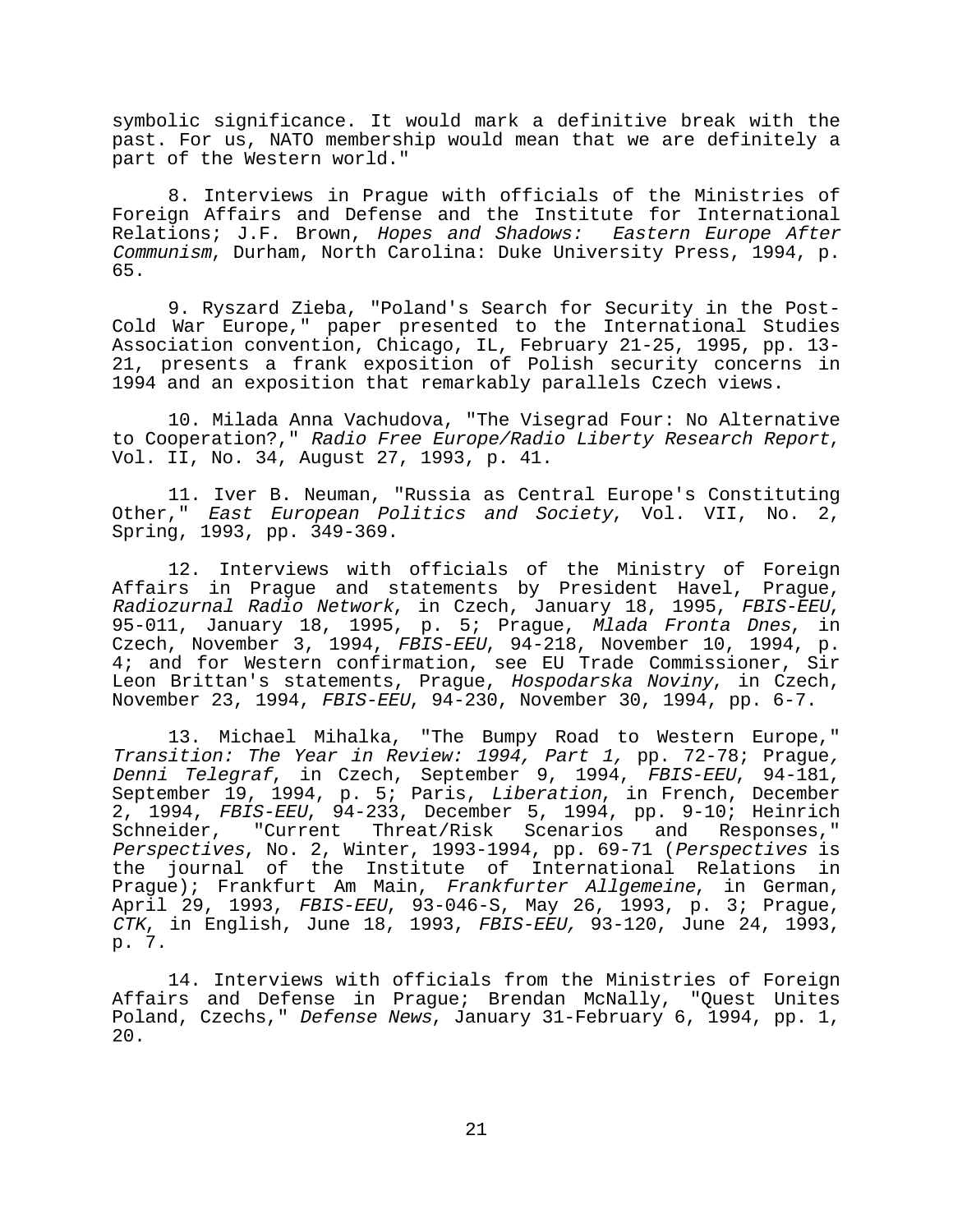symbolic significance. It would mark a definitive break with the past. For us, NATO membership would mean that we are definitely a part of the Western world."

8. Interviews in Prague with officials of the Ministries of Foreign Affairs and Defense and the Institute for International Relations; J.F. Brown, *Hopes and Shadows: Eastern Europe After Communism*, Durham, North Carolina: Duke University Press, 1994, p. 65.

9. Ryszard Zieba, "Poland's Search for Security in the Post-Cold War Europe," paper presented to the International Studies Association convention, Chicago, IL, February 21-25, 1995, pp. 13-21, presents a frank exposition of Polish security concerns in 1994 and an exposition that remarkably parallels Czech views.

10. Milada Anna Vachudova, "The Visegrad Four: No Alternative to Cooperation?," *Radio Free Europe/Radio Liberty Research Report*, Vol. II, No. 34, August 27, 1993, p. 41.

11. Iver B. Neuman, "Russia as Central Europe's Constituting Other," *East European Politics and Society*, Vol. VII, No. 2, Spring, 1993, pp. 349-369.

12. Interviews with officials of the Ministry of Foreign Affairs in Prague and statements by President Havel, Prague, *Radiozurnal Radio Network*, in Czech, January 18, 1995, *FBIS-EEU*, 95-011, January 18, 1995, p. 5; Prague, *Mlada Fronta Dnes*, in Czech, November 3, 1994, *FBIS-EEU*, 94-218, November 10, 1994, p. 4; and for Western confirmation, see EU Trade Commissioner, Sir Leon Brittan's statements, Prague, *Hospodarska Noviny*, in Czech, November 23, 1994, *FBIS-EEU*, 94-230, November 30, 1994, pp. 6-7.

13. Michael Mihalka, "The Bumpy Road to Western Europe," *Transition: The Year in Review: 1994, Part 1,* pp. 72-78; Prague, *Denni Telegraf*, in Czech, September 9, 1994, *FBIS-EEU*, 94-181, September 19, 1994, p. 5; Paris, *Liberation*, in French, December 2, 1994, *FBIS-EEU*, 94-233, December 5, 1994, pp. 9-10; Heinrich Schneider, "Current Threat/Risk Scenarios and Responses," *Perspectives*, No. 2, Winter, 1993-1994, pp. 69-71 (*Perspectives* is the journal of the Institute of International Relations in Prague); Frankfurt Am Main, *Frankfurter Allgemeine*, in German, April 29, 1993, *FBIS-EEU*, 93-046-S, May 26, 1993, p. 3; Prague, *CTK*, in English, June 18, 1993, *FBIS-EEU,* 93-120, June 24, 1993, p. 7.

14. Interviews with officials from the Ministries of Foreign Affairs and Defense in Prague; Brendan McNally, "Quest Unites Poland, Czechs," *Defense News*, January 31-February 6, 1994, pp. 1, 20.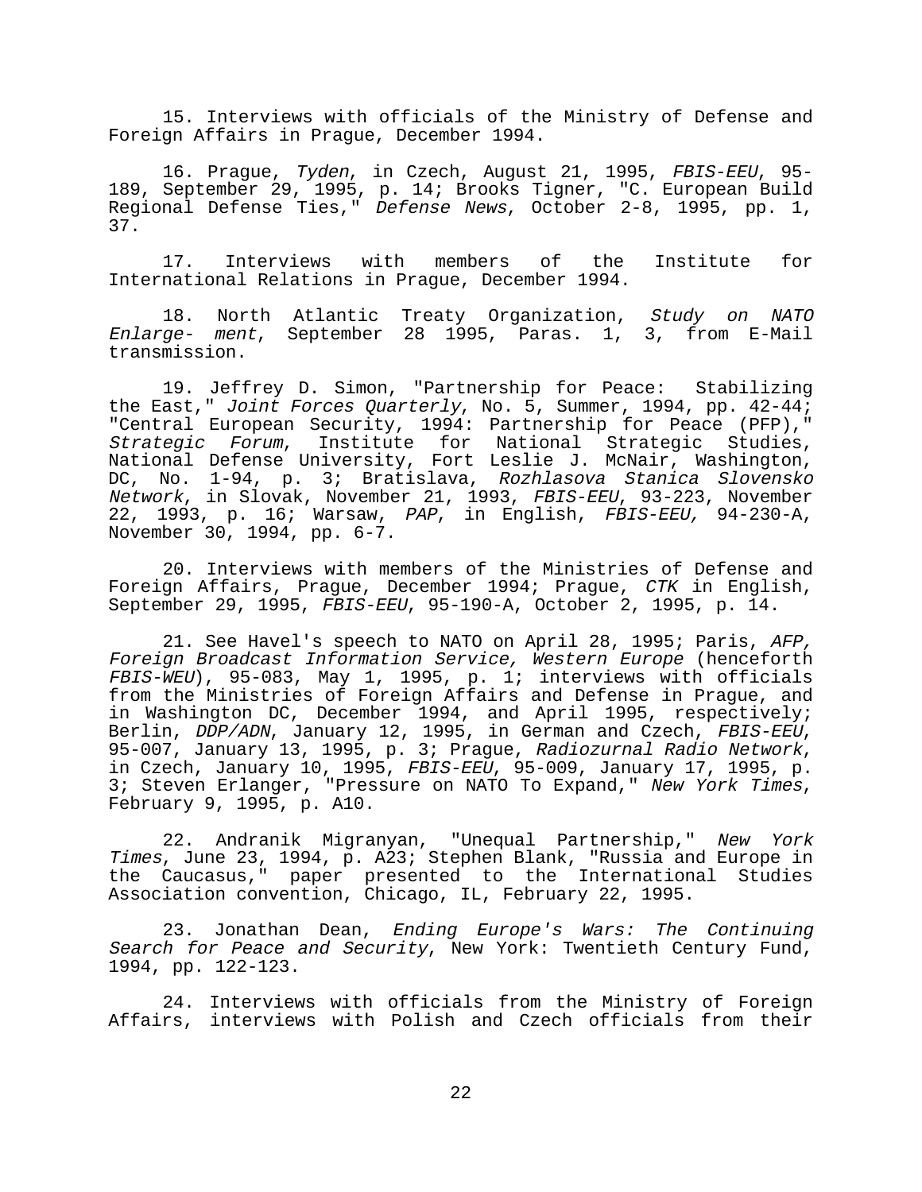15. Interviews with officials of the Ministry of Defense and Foreign Affairs in Prague, December 1994.

16. Prague, *Tyden*, in Czech, August 21, 1995, *FBIS-EEU*, 95-189, September 29, 1995, p. 14; Brooks Tigner, "C. European Build Regional Defense Ties," *Defense News*, October 2-8, 1995, pp. 1, 37.

17. Interviews with members of the Institute for International Relations in Prague, December 1994.

18. North Atlantic Treaty Organization, *Study on NATO Enlarge- ment*, September 28 1995, Paras. 1, 3, from E-Mail transmission.

19. Jeffrey D. Simon, "Partnership for Peace: Stabilizing the East," *Joint Forces Quarterly*, No. 5, Summer, 1994, pp. 42-44; "Central European Security, 1994: Partnership for Peace (PFP)," *Strategic Forum*, Institute for National Strategic Studies, National Defense University, Fort Leslie J. McNair, Washington, DC, No. 1-94, p. 3; Bratislava, *Rozhlasova Stanica Slovensko Network*, in Slovak, November 21, 1993, *FBIS-EEU*, 93-223, November 22, 1993, p. 16; Warsaw, *PAP*, in English, *FBIS-EEU,* 94-230-A, November 30, 1994, pp. 6-7.

20. Interviews with members of the Ministries of Defense and Foreign Affairs, Prague, December 1994; Prague, *CTK* in English, September 29, 1995, *FBIS-EEU*, 95-190-A, October 2, 1995, p. 14.

21. See Havel's speech to NATO on April 28, 1995; Paris, *AFP, Foreign Broadcast Information Service, Western Europe* (henceforth *FBIS-WEU*), 95-083, May 1, 1995, p. 1; interviews with officials from the Ministries of Foreign Affairs and Defense in Prague, and in Washington DC, December 1994, and April 1995, respectively; Berlin, *DDP/ADN*, January 12, 1995, in German and Czech, *FBIS-EEU*, 95-007, January 13, 1995, p. 3; Prague, *Radiozurnal Radio Network*, in Czech, January 10, 1995, *FBIS-EEU*, 95-009, January 17, 1995, p. 3; Steven Erlanger, "Pressure on NATO To Expand," *New York Times*, February 9, 1995, p. A10.

22. Andranik Migranyan, "Unequal Partnership," *New York Times*, June 23, 1994, p. A23; Stephen Blank, "Russia and Europe in the Caucasus," paper presented to the International Studies Association convention, Chicago, IL, February 22, 1995.

23. Jonathan Dean, *Ending Europe's Wars: The Continuing Search for Peace and Security*, New York: Twentieth Century Fund, 1994, pp. 122-123.

24. Interviews with officials from the Ministry of Foreign Affairs, interviews with Polish and Czech officials from their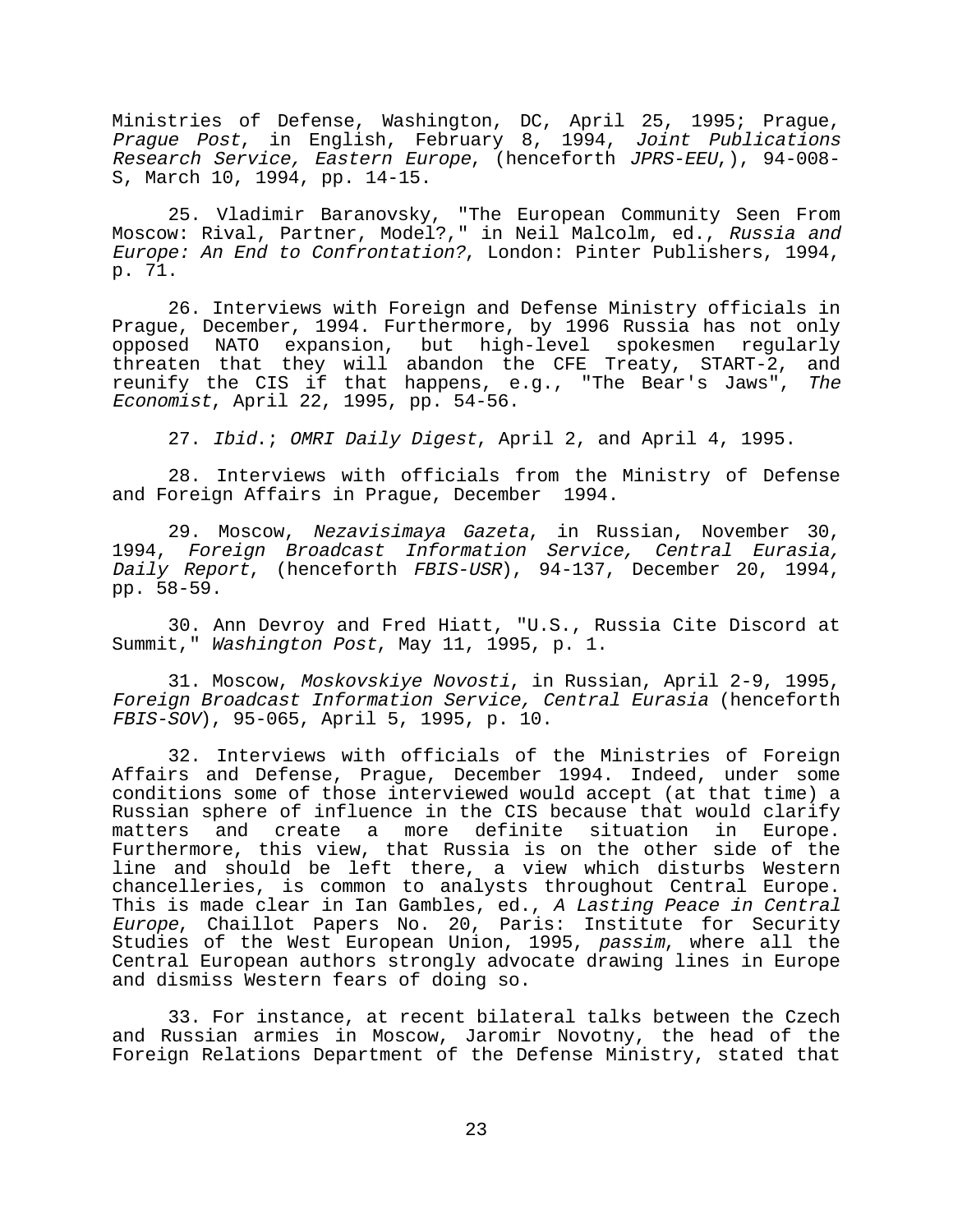Ministries of Defense, Washington, DC, April 25, 1995; Prague, *Prague Post*, in English, February 8, 1994, *Joint Publications Research Service, Eastern Europe*, (henceforth *JPRS-EEU*,), 94-008-S, March 10, 1994, pp. 14-15.

25. Vladimir Baranovsky, "The European Community Seen From Moscow: Rival, Partner, Model?," in Neil Malcolm, ed., *Russia and Europe: An End to Confrontation?*, London: Pinter Publishers, 1994, p. 71.

26. Interviews with Foreign and Defense Ministry officials in Prague, December, 1994. Furthermore, by 1996 Russia has not only opposed NATO expansion, but high-level spokesmen regularly threaten that they will abandon the CFE Treaty, START-2, and reunify the CIS if that happens, e.g., "The Bear's Jaws", *The Economist*, April 22, 1995, pp. 54-56.

27. *Ibid*.; *OMRI Daily Digest*, April 2, and April 4, 1995.

28. Interviews with officials from the Ministry of Defense and Foreign Affairs in Prague, December 1994.

29. Moscow, *Nezavisimaya Gazeta*, in Russian, November 30, 1994, *Foreign Broadcast Information Service, Central Eurasia, Daily Report*, (henceforth *FBIS-USR*), 94-137, December 20, 1994, pp. 58-59.

30. Ann Devroy and Fred Hiatt, "U.S., Russia Cite Discord at Summit," *Washington Post*, May 11, 1995, p. 1.

31. Moscow, *Moskovskiye Novosti*, in Russian, April 2-9, 1995, *Foreign Broadcast Information Service, Central Eurasia* (henceforth *FBIS-SOV*), 95-065, April 5, 1995, p. 10.

32. Interviews with officials of the Ministries of Foreign Affairs and Defense, Prague, December 1994. Indeed, under some conditions some of those interviewed would accept (at that time) a Russian sphere of influence in the CIS because that would clarify matters and create a more definite situation in Europe. Furthermore, this view, that Russia is on the other side of the line and should be left there, a view which disturbs Western chancelleries, is common to analysts throughout Central Europe. This is made clear in Ian Gambles, ed., *A Lasting Peace in Central Europe*, Chaillot Papers No. 20, Paris: Institute for Security Studies of the West European Union, 1995, *passim*, where all the Central European authors strongly advocate drawing lines in Europe and dismiss Western fears of doing so.

33. For instance, at recent bilateral talks between the Czech and Russian armies in Moscow, Jaromir Novotny, the head of the Foreign Relations Department of the Defense Ministry, stated that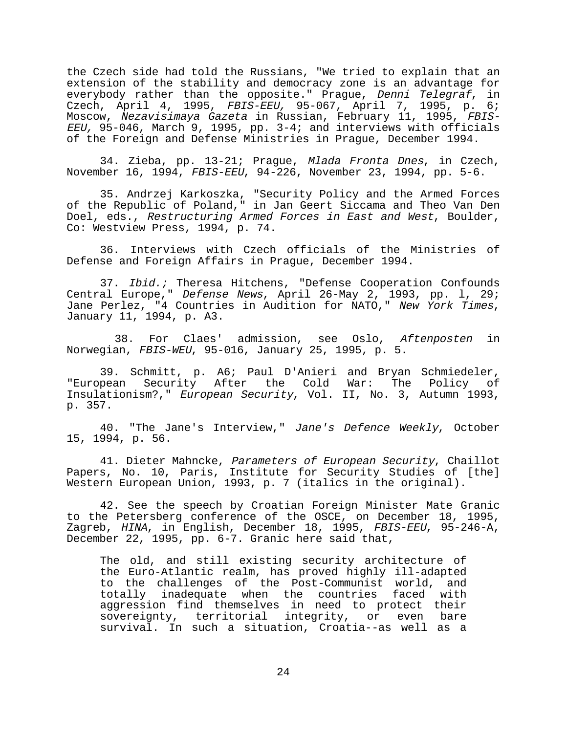the Czech side had told the Russians, "We tried to explain that an extension of the stability and democracy zone is an advantage for everybody rather than the opposite." Prague, *Denni Telegraf*, in Czech, April 4, 1995, *FBIS-EEU,* 95-067, April 7, 1995, p. 6; Moscow, *Nezavisimaya Gazeta* in Russian, February 11, 1995, *FBIS-EEU,* 95-046, March 9, 1995, pp. 3-4; and interviews with officials of the Foreign and Defense Ministries in Prague, December 1994.

34. Zieba, pp. 13-21; Prague, *Mlada Fronta Dnes*, in Czech, November 16, 1994, *FBIS-EEU*, 94-226, November 23, 1994, pp. 5-6.

35. Andrzej Karkoszka, "Security Policy and the Armed Forces of the Republic of Poland," in Jan Geert Siccama and Theo Van Den Doel, eds., *Restructuring Armed Forces in East and West*, Boulder, Co: Westview Press, 1994, p. 74.

36. Interviews with Czech officials of the Ministries of Defense and Foreign Affairs in Prague, December 1994.

37. *Ibid.;* Theresa Hitchens, "Defense Cooperation Confounds Central Europe," *Defense News*, April 26-May 2, 1993, pp. l, 29; Jane Perlez, "4 Countries in Audition for NATO," *New York Times*, January 11, 1994, p. A3.

38. For Claes' admission, see Oslo, *Aftenposten* in Norwegian, *FBIS-WEU*, 95-016, January 25, 1995, p. 5.

39. Schmitt, p. A6; Paul D'Anieri and Bryan Schmiedeler, "European Security After the Cold War: The Policy of Insulationism?," *European Security*, Vol. II, No. 3, Autumn 1993, p. 357.

40. "The Jane's Interview," *Jane's Defence Weekly*, October 15, 1994, p. 56.

41. Dieter Mahncke, *Parameters of European Security*, Chaillot Papers, No. 10, Paris, Institute for Security Studies of [the] Western European Union, 1993, p. 7 (italics in the original).

42. See the speech by Croatian Foreign Minister Mate Granic to the Petersberg conference of the OSCE, on December 18, 1995, Zagreb, *HINA*, in English, December 18, 1995, *FBIS-EEU*, 95-246-A, December 22, 1995, pp. 6-7. Granic here said that,

> The old, and still existing security architecture of the Euro-Atlantic realm, has proved highly ill-adapted to the challenges of the Post-Communist world, and totally inadequate when the countries faced with aggression find themselves in need to protect their sovereignty, territorial integrity, or even bare survival. In such a situation, Croatia--as well as a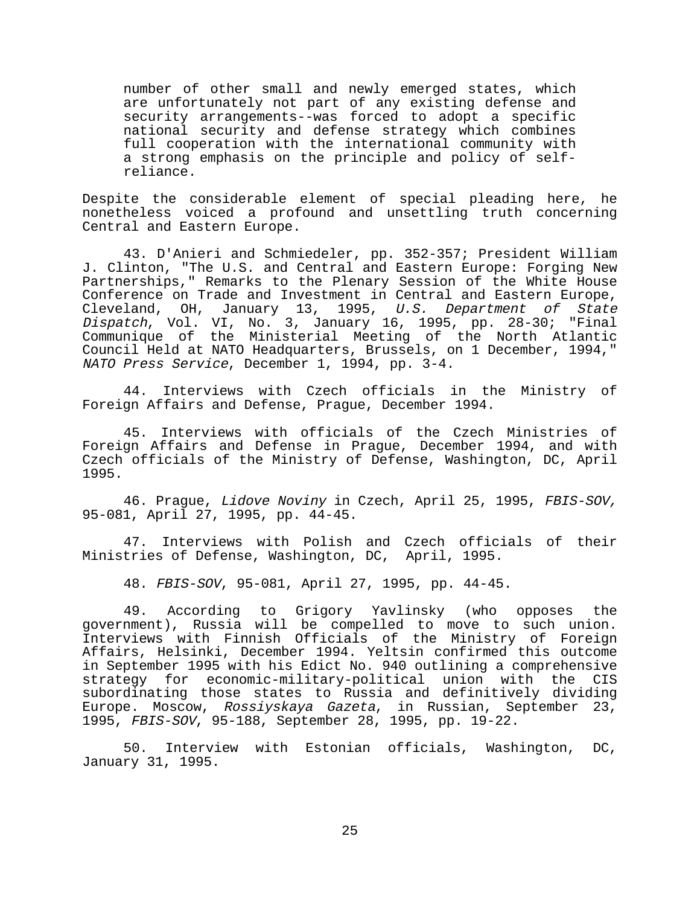> number of other small and newly emerged states, which are unfortunately not part of any existing defense and security arrangements--was forced to adopt a specific national security and defense strategy which combines full cooperation with the international community with a strong emphasis on the principle and policy of self-reliance.

Despite the considerable element of special pleading here, he nonetheless voiced a profound and unsettling truth concerning Central and Eastern Europe.

43. D'Anieri and Schmiedeler, pp. 352-357; President William J. Clinton, "The U.S. and Central and Eastern Europe: Forging New Partnerships," Remarks to the Plenary Session of the White House Conference on Trade and Investment in Central and Eastern Europe, Cleveland, OH, January 13, 1995, *U.S. Department of State Dispatch*, Vol. VI, No. 3, January 16, 1995, pp. 28-30; "Final Communique of the Ministerial Meeting of the North Atlantic Council Held at NATO Headquarters, Brussels, on 1 December, 1994," *NATO Press Service*, December 1, 1994, pp. 3-4.

44. Interviews with Czech officials in the Ministry of Foreign Affairs and Defense, Prague, December 1994.

45. Interviews with officials of the Czech Ministries of Foreign Affairs and Defense in Prague, December 1994, and with Czech officials of the Ministry of Defense, Washington, DC, April 1995.

46. Prague, *Lidove Noviny* in Czech, April 25, 1995, *FBIS-SOV,* 95-081, April 27, 1995, pp. 44-45.

47. Interviews with Polish and Czech officials of their Ministries of Defense, Washington, DC, April, 1995.

48. *FBIS-SOV*, 95-081, April 27, 1995, pp. 44-45.

49. According to Grigory Yavlinsky (who opposes the government), Russia will be compelled to move to such union. Interviews with Finnish Officials of the Ministry of Foreign Affairs, Helsinki, December 1994. Yeltsin confirmed this outcome in September 1995 with his Edict No. 940 outlining a comprehensive strategy for economic-military-political union with the CIS subordinating those states to Russia and definitively dividing Europe. Moscow, *Rossiyskaya Gazeta*, in Russian, September 23, 1995, *FBIS-SOV*, 95-188, September 28, 1995, pp. 19-22.

50. Interview with Estonian officials, Washington, DC, January 31, 1995.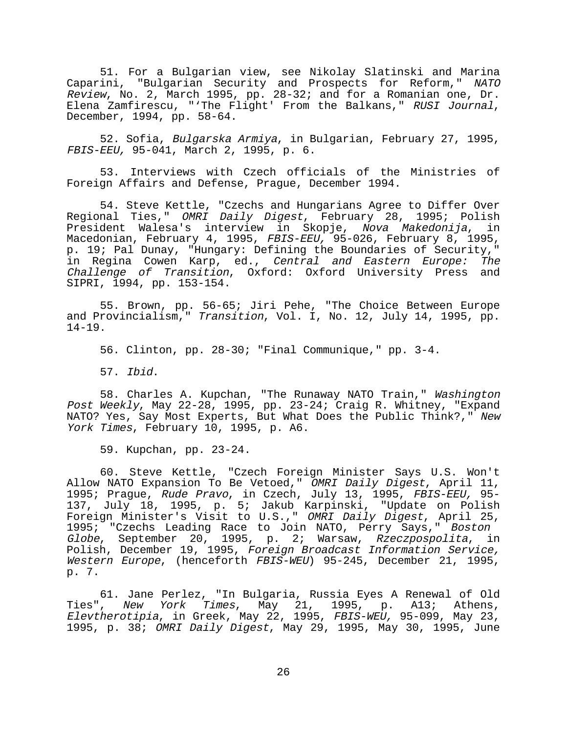51. For a Bulgarian view, see Nikolay Slatinski and Marina Caparini, "Bulgarian Security and Prospects for Reform," *NATO Review*, No. 2, March 1995, pp. 28-32; and for a Romanian one, Dr. Elena Zamfirescu, "'The Flight' From the Balkans," *RUSI Journal*, December, 1994, pp. 58-64.

52. Sofia, *Bulgarska Armiya*, in Bulgarian, February 27, 1995, *FBIS-EEU,* 95-041, March 2, 1995, p. 6.

53. Interviews with Czech officials of the Ministries of Foreign Affairs and Defense, Prague, December 1994.

54. Steve Kettle, "Czechs and Hungarians Agree to Differ Over Regional Ties," *OMRI Daily Digest*, February 28, 1995; Polish President Walesa's interview in Skopje, *Nova Makedonija*, in Macedonian, February 4, 1995, *FBIS-EEU,* 95-026, February 8, 1995, p. 19; Pal Dunay, "Hungary: Defining the Boundaries of Security," in Regina Cowen Karp, ed., *Central and Eastern Europe: The Challenge of Transition*, Oxford: Oxford University Press and SIPRI, 1994, pp. 153-154.

55. Brown, pp. 56-65; Jiri Pehe, "The Choice Between Europe and Provincialism," *Transition*, Vol. I, No. 12, July 14, 1995, pp. 14-19.

56. Clinton, pp. 28-30; "Final Communique," pp. 3-4.

57. *Ibid*.

58. Charles A. Kupchan, "The Runaway NATO Train," *Washington Post Weekly*, May 22-28, 1995, pp. 23-24; Craig R. Whitney, "Expand NATO? Yes, Say Most Experts, But What Does the Public Think?," *New York Times*, February 10, 1995, p. A6.

59. Kupchan, pp. 23-24.

60. Steve Kettle, "Czech Foreign Minister Says U.S. Won't Allow NATO Expansion To Be Vetoed," *OMRI Daily Digest*, April 11, 1995; Prague, *Rude Pravo*, in Czech, July 13, 1995, *FBIS-EEU,* 95-137, July 18, 1995, p. 5; Jakub Karpinski, "Update on Polish Foreign Minister's Visit to U.S.," *OMRI Daily Digest*, April 25, 1995; "Czechs Leading Race to Join NATO, Perry Says," *Boston Globe*, September 20, 1995, p. 2; Warsaw, *Rzeczpospolita*, in Polish, December 19, 1995, *Foreign Broadcast Information Service, Western Europe*, (henceforth *FBIS-WEU*) 95-245, December 21, 1995, p. 7.

61. Jane Perlez, "In Bulgaria, Russia Eyes A Renewal of Old Ties", *New York Times*, May 21, 1995, p. A13; Athens, *Elevtherotipia*, in Greek, May 22, 1995, *FBIS-WEU,* 95-099, May 23, 1995, p. 38; *OMRI Daily Digest*, May 29, 1995, May 30, 1995, June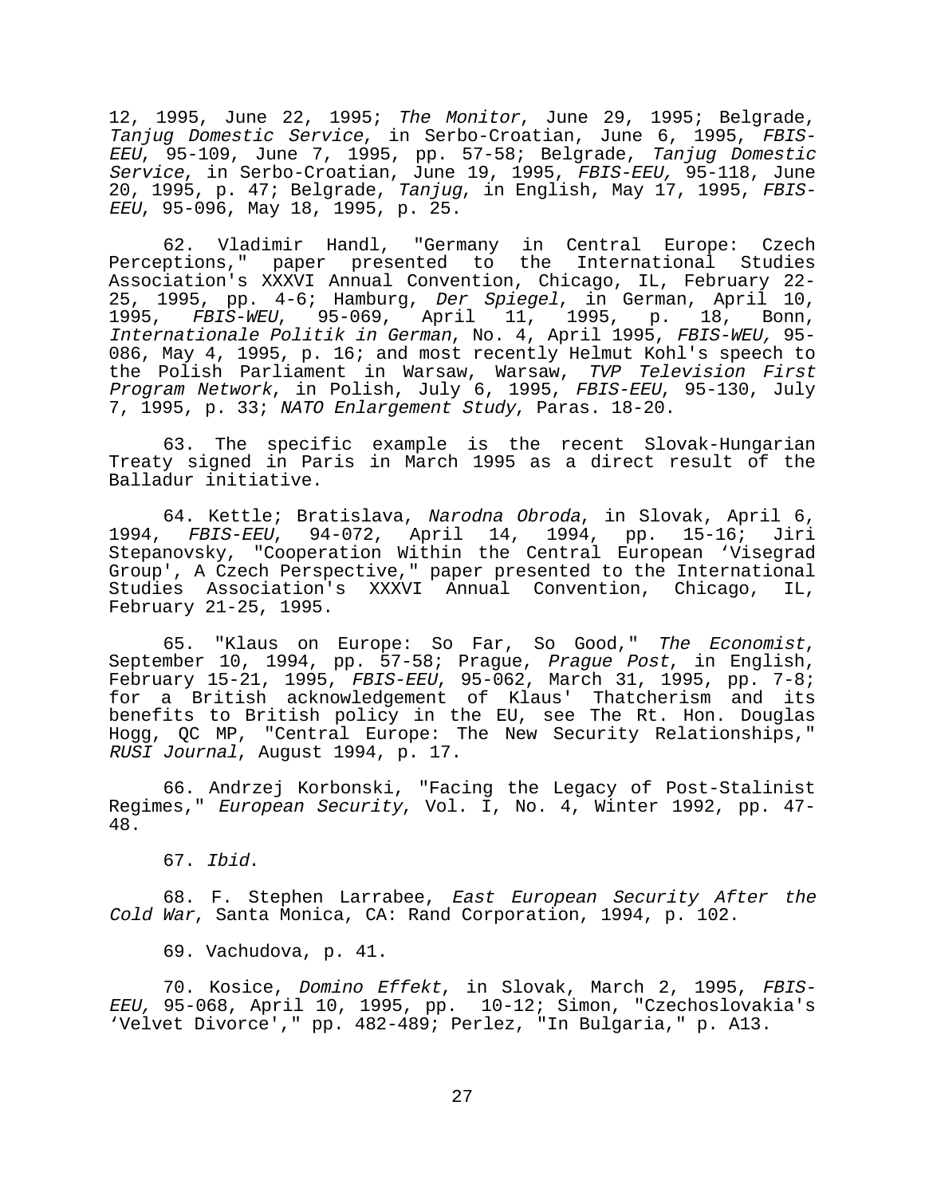12, 1995, June 22, 1995; *The Monitor*, June 29, 1995; Belgrade, *Tanjug Domestic Service*, in Serbo-Croatian, June 6, 1995, *FBIS-EEU*, 95-109, June 7, 1995, pp. 57-58; Belgrade, *Tanjug Domestic Service*, in Serbo-Croatian, June 19, 1995, *FBIS-EEU,* 95-118, June 20, 1995, p. 47; Belgrade, *Tanjug*, in English, May 17, 1995, *FBIS-EEU*, 95-096, May 18, 1995, p. 25.

62. Vladimir Handl, "Germany in Central Europe: Czech Perceptions," paper presented to the International Studies Association's XXXVI Annual Convention, Chicago, IL, February 22-25, 1995, pp. 4-6; Hamburg, *Der Spiegel*, in German, April 10, 1995, *FBIS-WEU*, 95-069, April 11, 1995, p. 18, Bonn, *Internationale Politik in German*, No. 4, April 1995, *FBIS-WEU,* 95-086, May 4, 1995, p. 16; and most recently Helmut Kohl's speech to the Polish Parliament in Warsaw, Warsaw, *TVP Television First Program Network*, in Polish, July 6, 1995, *FBIS-EEU*, 95-130, July 7, 1995, p. 33; *NATO Enlargement Study*, Paras. 18-20.

63. The specific example is the recent Slovak-Hungarian Treaty signed in Paris in March 1995 as a direct result of the Balladur initiative.

64. Kettle; Bratislava, *Narodna Obroda*, in Slovak, April 6, 1994, *FBIS-EEU*, 94-072, April 14, 1994, pp. 15-16; Jiri Stepanovsky, "Cooperation Within the Central European ‘Visegrad Group', A Czech Perspective," paper presented to the International Studies Association's XXXVI Annual Convention, Chicago, IL, February 21-25, 1995.

65. "Klaus on Europe: So Far, So Good," *The Economist*, September 10, 1994, pp. 57-58; Prague, *Prague Post*, in English, February 15-21, 1995, *FBIS-EEU*, 95-062, March 31, 1995, pp. 7-8; for a British acknowledgement of Klaus' Thatcherism and its benefits to British policy in the EU, see The Rt. Hon. Douglas Hogg, QC MP, "Central Europe: The New Security Relationships," *RUSI Journal*, August 1994, p. 17.

66. Andrzej Korbonski, "Facing the Legacy of Post-Stalinist Regimes," *European Security*, Vol. I, No. 4, Winter 1992, pp. 47-48.

67. *Ibid*.

68. F. Stephen Larrabee, *East European Security After the Cold War*, Santa Monica, CA: Rand Corporation, 1994, p. 102.

69. Vachudova, p. 41.

70. Kosice, *Domino Effekt*, in Slovak, March 2, 1995, *FBIS-EEU,* 95-068, April 10, 1995, pp. 10-12; Simon, "Czechoslovakia's ‘Velvet Divorce'," pp. 482-489; Perlez, "In Bulgaria," p. A13.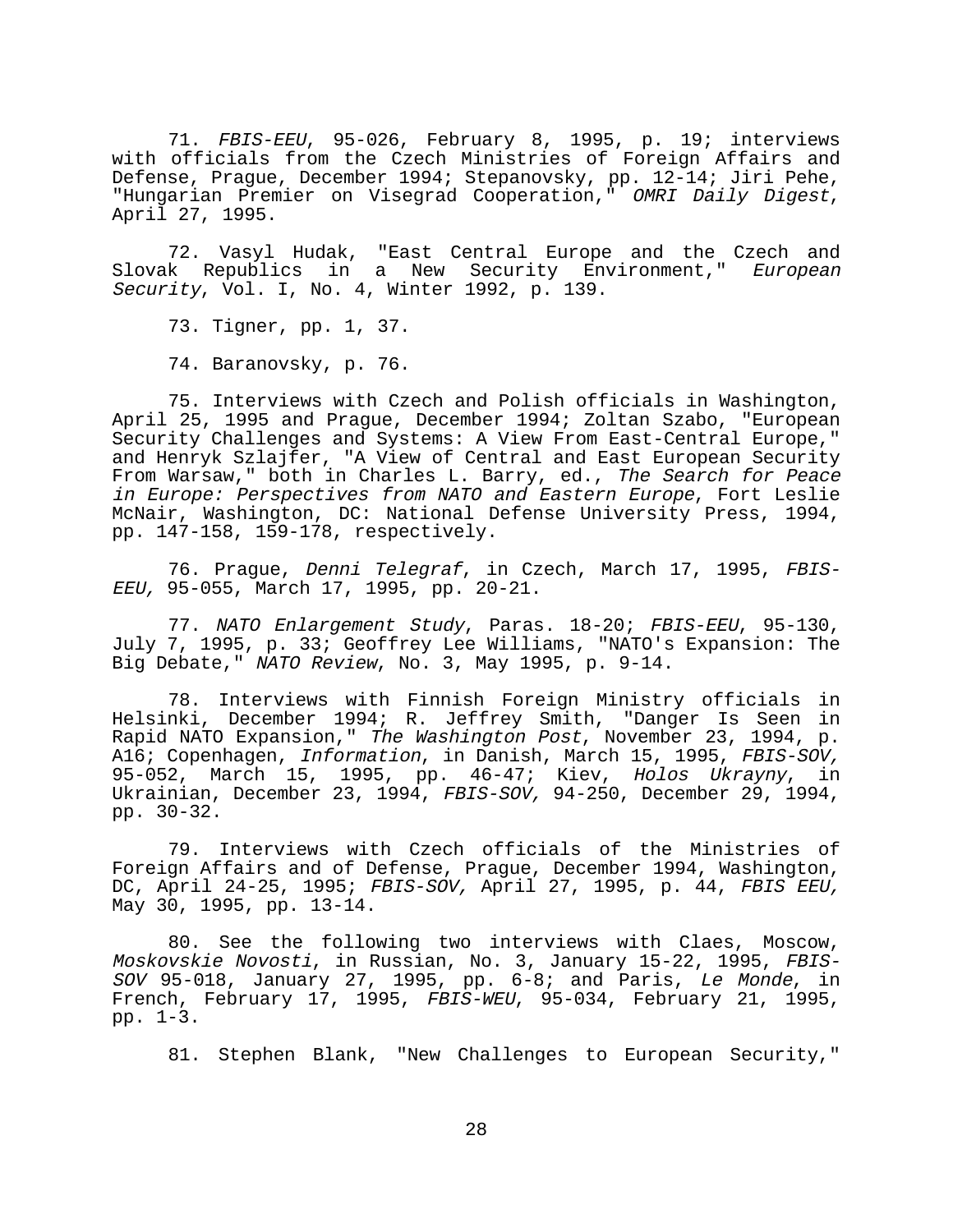71. *FBIS-EEU*, 95-026, February 8, 1995, p. 19; interviews with officials from the Czech Ministries of Foreign Affairs and Defense, Prague, December 1994; Stepanovsky, pp. 12-14; Jiri Pehe, "Hungarian Premier on Visegrad Cooperation," *OMRI Daily Digest*, April 27, 1995.

72. Vasyl Hudak, "East Central Europe and the Czech and Slovak Republics in a New Security Environment," *European Security*, Vol. I, No. 4, Winter 1992, p. 139.

73. Tigner, pp. 1, 37.

74. Baranovsky, p. 76.

75. Interviews with Czech and Polish officials in Washington, April 25, 1995 and Prague, December 1994; Zoltan Szabo, "European Security Challenges and Systems: A View From East-Central Europe," and Henryk Szlajfer, "A View of Central and East European Security From Warsaw," both in Charles L. Barry, ed., *The Search for Peace in Europe: Perspectives from NATO and Eastern Europe*, Fort Leslie McNair, Washington, DC: National Defense University Press, 1994, pp. 147-158, 159-178, respectively.

76. Prague, *Denni Telegraf*, in Czech, March 17, 1995, *FBIS-EEU,* 95-055, March 17, 1995, pp. 20-21.

77. *NATO Enlargement Study*, Paras. 18-20; *FBIS-EEU*, 95-130, July 7, 1995, p. 33; Geoffrey Lee Williams, "NATO's Expansion: The Big Debate," *NATO Review*, No. 3, May 1995, p. 9-14.

78. Interviews with Finnish Foreign Ministry officials in Helsinki, December 1994; R. Jeffrey Smith, "Danger Is Seen in Rapid NATO Expansion," *The Washington Post*, November 23, 1994, p. A16; Copenhagen, *Information*, in Danish, March 15, 1995, *FBIS-SOV,* 95-052, March 15, 1995, pp. 46-47; Kiev, *Holos Ukrayny*, in Ukrainian, December 23, 1994, *FBIS-SOV,* 94-250, December 29, 1994, pp. 30-32.

79. Interviews with Czech officials of the Ministries of Foreign Affairs and of Defense, Prague, December 1994, Washington, DC, April 24-25, 1995; *FBIS-SOV,* April 27, 1995, p. 44, *FBIS EEU,* May 30, 1995, pp. 13-14.

80. See the following two interviews with Claes, Moscow, *Moskovskie Novosti*, in Russian, No. 3, January 15-22, 1995, *FBIS-SOV* 95-018, January 27, 1995, pp. 6-8; and Paris, *Le Monde*, in French, February 17, 1995, *FBIS-WEU*, 95-034, February 21, 1995, pp. 1-3.

81. Stephen Blank, "New Challenges to European Security,"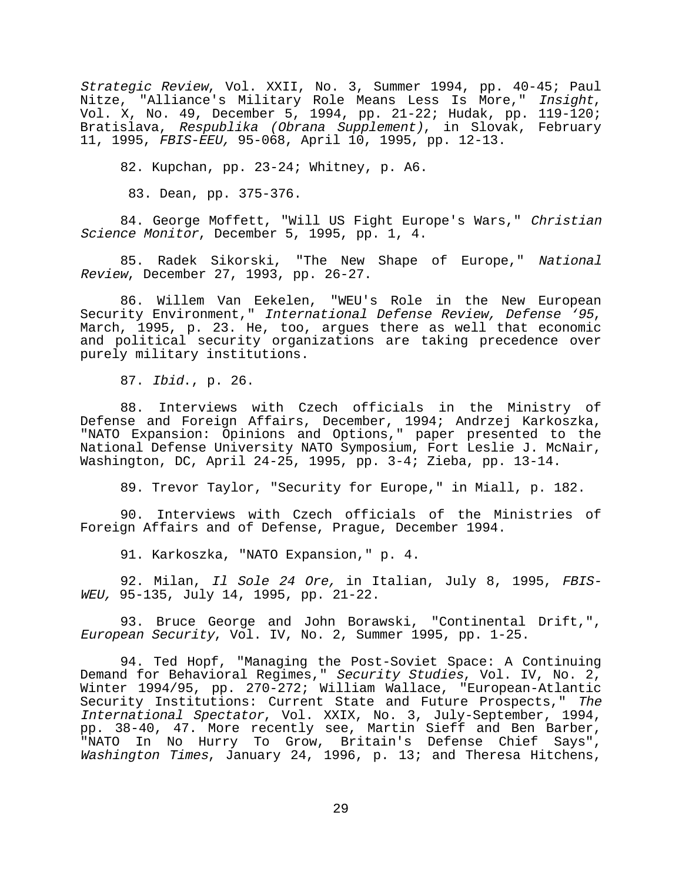*Strategic Review*, Vol. XXII, No. 3, Summer 1994, pp. 40-45; Paul Nitze, "Alliance's Military Role Means Less Is More," *Insight*, Vol. X, No. 49, December 5, 1994, pp. 21-22; Hudak, pp. 119-120; Bratislava, *Respublika (Obrana Supplement)*, in Slovak, February 11, 1995, *FBIS-EEU,* 95-068, April 10, 1995, pp. 12-13.

82. Kupchan, pp. 23-24; Whitney, p. A6.

83. Dean, pp. 375-376.

84. George Moffett, "Will US Fight Europe's Wars," *Christian Science Monitor*, December 5, 1995, pp. 1, 4.

85. Radek Sikorski, "The New Shape of Europe," *National Review*, December 27, 1993, pp. 26-27.

86. Willem Van Eekelen, "WEU's Role in the New European Security Environment," *International Defense Review, Defense '95*, March, 1995, p. 23. He, too, argues there as well that economic and political security organizations are taking precedence over purely military institutions.

87. *Ibid*., p. 26.

88. Interviews with Czech officials in the Ministry of Defense and Foreign Affairs, December, 1994; Andrzej Karkoszka, "NATO Expansion: Opinions and Options," paper presented to the National Defense University NATO Symposium, Fort Leslie J. McNair, Washington, DC, April 24-25, 1995, pp. 3-4; Zieba, pp. 13-14.

89. Trevor Taylor, "Security for Europe," in Miall, p. 182.

90. Interviews with Czech officials of the Ministries of Foreign Affairs and of Defense, Prague, December 1994.

91. Karkoszka, "NATO Expansion," p. 4.

92. Milan, *Il Sole 24 Ore,* in Italian, July 8, 1995, *FBIS-WEU,* 95-135, July 14, 1995, pp. 21-22.

93. Bruce George and John Borawski, "Continental Drift,", *European Security*, Vol. IV, No. 2, Summer 1995, pp. 1-25.

94. Ted Hopf, "Managing the Post-Soviet Space: A Continuing Demand for Behavioral Regimes," *Security Studies*, Vol. IV, No. 2, Winter 1994/95, pp. 270-272; William Wallace, "European-Atlantic Security Institutions: Current State and Future Prospects," *The International Spectator*, Vol. XXIX, No. 3, July-September, 1994, pp. 38-40, 47. More recently see, Martin Sieff and Ben Barber, "NATO In No Hurry To Grow, Britain's Defense Chief Says", *Washington Times*, January 24, 1996, p. 13; and Theresa Hitchens,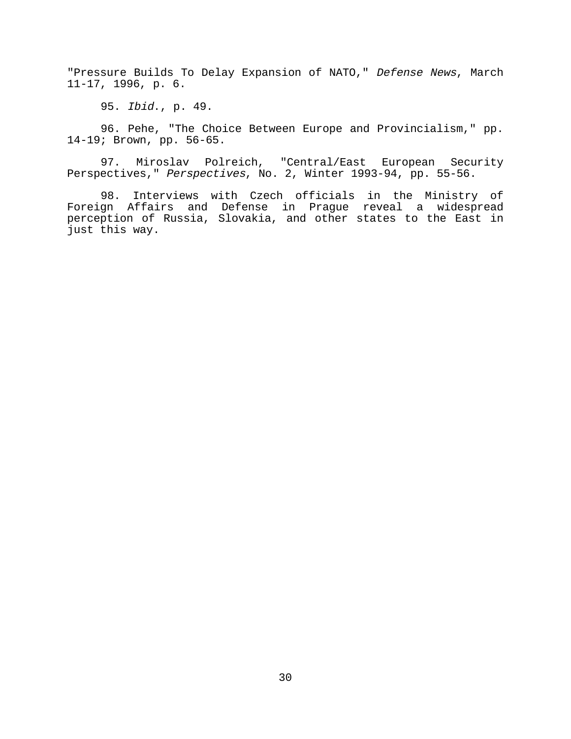"Pressure Builds To Delay Expansion of NATO," *Defense News*, March 11-17, 1996, p. 6.

95. *Ibid*., p. 49.

96. Pehe, "The Choice Between Europe and Provincialism," pp. 14-19; Brown, pp. 56-65.

97. Miroslav Polreich, "Central/East European Security Perspectives," *Perspectives*, No. 2, Winter 1993-94, pp. 55-56.

98. Interviews with Czech officials in the Ministry of Foreign Affairs and Defense in Prague reveal a widespread perception of Russia, Slovakia, and other states to the East in just this way.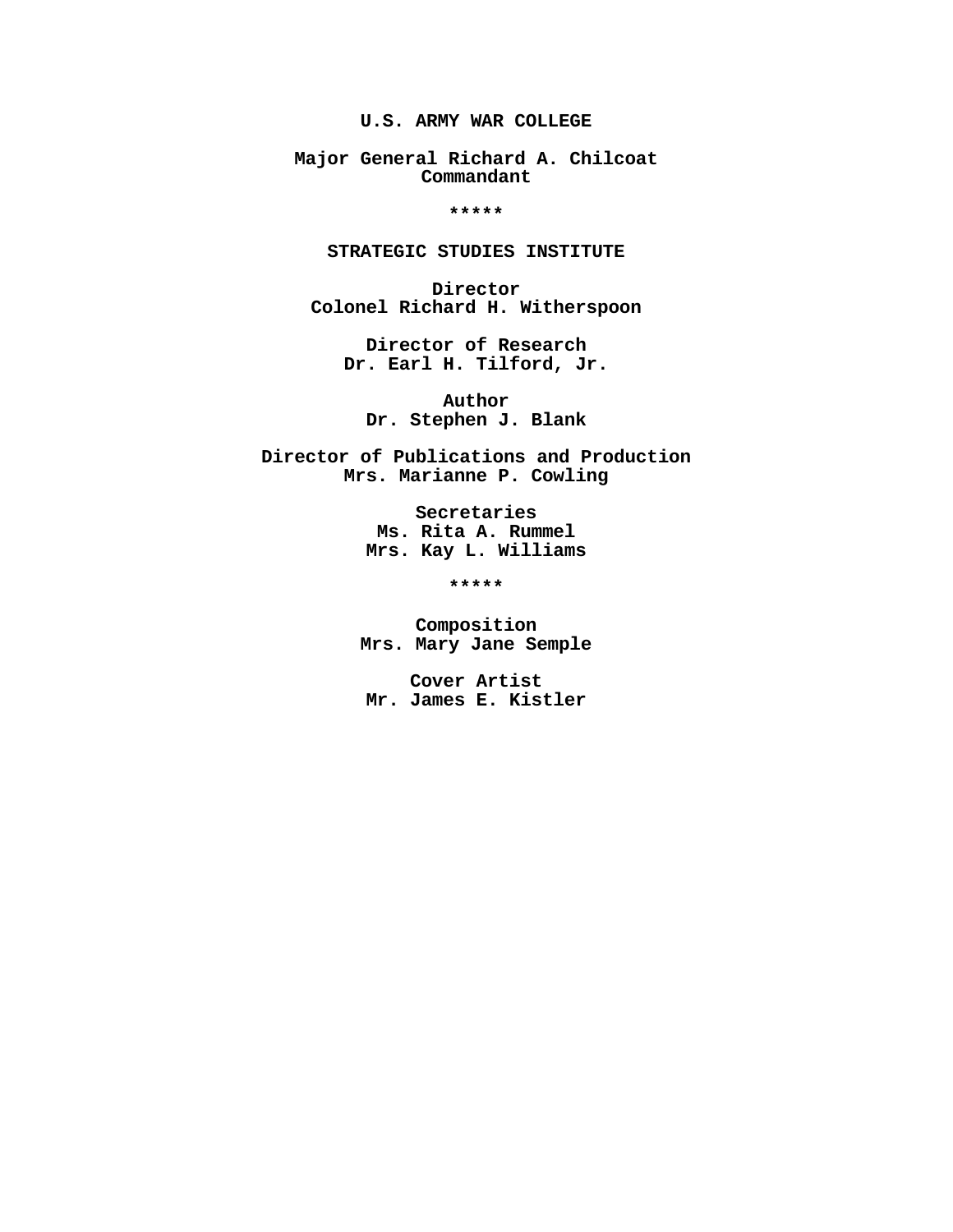**U.S. ARMY WAR COLLEGE**

**Major General Richard A. Chilcoat**
**Commandant**

*****

**STRATEGIC STUDIES INSTITUTE**

**Director**
**Colonel Richard H. Witherspoon**

**Director of Research**
**Dr. Earl H. Tilford, Jr.**

**Author**
**Dr. Stephen J. Blank**

**Director of Publications and Production**
**Mrs. Marianne P. Cowling**

**Secretaries**
**Ms. Rita A. Rummel**
**Mrs. Kay L. Williams**

*****

**Composition**
**Mrs. Mary Jane Semple**

**Cover Artist**
**Mr. James E. Kistler**